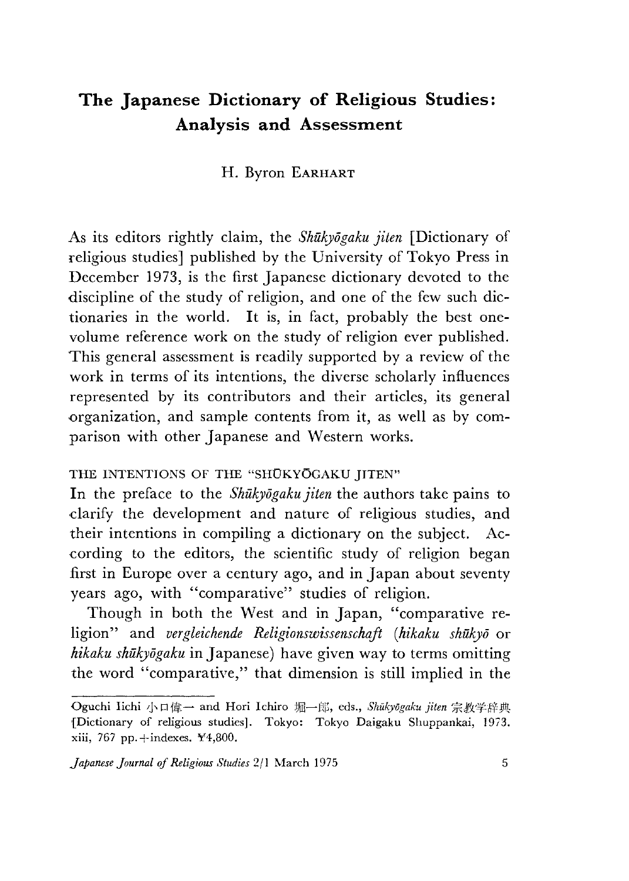# The Japanese Dictionary of Religious Studies: Analysis and Assessment

H. Byron EARHART

As its editors rightly claim, the *Shūkyōgaku jiten* [Dictionary of religious studies] published by the University of Tokyo Press in December 1973, is the first Japanese dictionary devoted to the discipline of the study of religion, and one of the few such dictionaries in the world. It is, in fact, probably the best one-volume reference work on the study of religion ever published. This general assessment is readily supported by a review of the work in terms of its intentions, the diverse scholarly influences represented by its contributors and their articles, its general organization, and sample contents from it, as well as by comparison with other Japanese and Western works.

## THE INTENTIONS OF THE "SHŪKYŌGAKU JITEN"

In the preface to the *Shūkyōgaku jiten* the authors take pains to clarify the development and nature of religious studies, and their intentions in compiling a dictionary on the subject. According to the editors, the scientific study of religion began first in Europe over a century ago, and in Japan about seventy years ago, with "comparative" studies of religion.

Though in both the West and in Japan, "comparative religion" and *vergleichende Religionswissenschaft* (*hikaku shūkyō* or *hikaku shūkyōgaku* in Japanese) have given way to terms omitting the word "comparative," that dimension is still implied in the

---

Oguchi Iichi 小口偉一 and Hori Ichiro 堀一郎, eds., *Shūkyōgaku jiten* 宗教学辞典 [Dictionary of religious studies]. Tokyo: Tokyo Daigaku Shuppankai, 1973. xiii, 767 pp.+indexes. ¥4,800.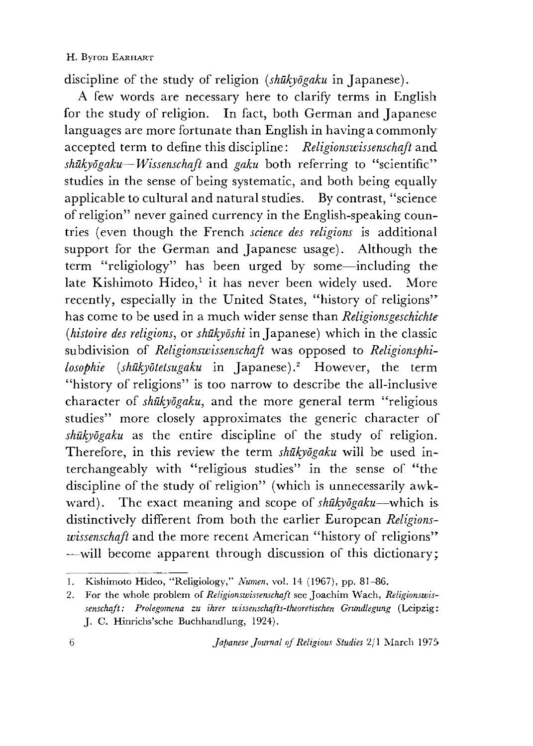discipline of the study of religion (*shūkyōgaku* in Japanese).

A few words are necessary here to clarify terms in English for the study of religion. In fact, both German and Japanese languages are more fortunate than English in having a commonly accepted term to define this discipline: *Religionswissenschaft* and *shūkyōgaku*—*Wissenschaft* and *gaku* both referring to "scientific" studies in the sense of being systematic, and both being equally applicable to cultural and natural studies. By contrast, "science of religion" never gained currency in the English-speaking countries (even though the French *science des religions* is additional support for the German and Japanese usage). Although the term "religiology" has been urged by some—including the late Kishimoto Hideo,[1] it has never been widely used. More recently, especially in the United States, "history of religions" has come to be used in a much wider sense than *Religionsgeschichte* (*histoire des religions*, or *shūkyōshi* in Japanese) which in the classic subdivision of *Religionswissenschaft* was opposed to *Religionsphilosophie* (*shūkyōtetsugaku* in Japanese).[2] However, the term "history of religions" is too narrow to describe the all-inclusive character of *shūkyōgaku*, and the more general term "religious studies" more closely approximates the generic character of *shūkyōgaku* as the entire discipline of the study of religion. Therefore, in this review the term *shūkyōgaku* will be used interchangeably with "religious studies" in the sense of "the discipline of the study of religion" (which is unnecessarily awkward). The exact meaning and scope of *shūkyōgaku*—which is distinctively different from both the earlier European *Religionswissenschaft* and the more recent American "history of religions" —will become apparent through discussion of this dictionary;

---

1. Kishimoto Hideo, "Religiology," *Numen*, vol. 14 (1967), pp. 81–86.
2. For the whole problem of *Religionswissenschaft* see Joachim Wach, *Religionswissenschaft: Prolegomena zu ihrer wissenschafts-theoretischen Grundlegung* (Leipzig: J. C. Hinrichs'sche Buchhandlung, 1924).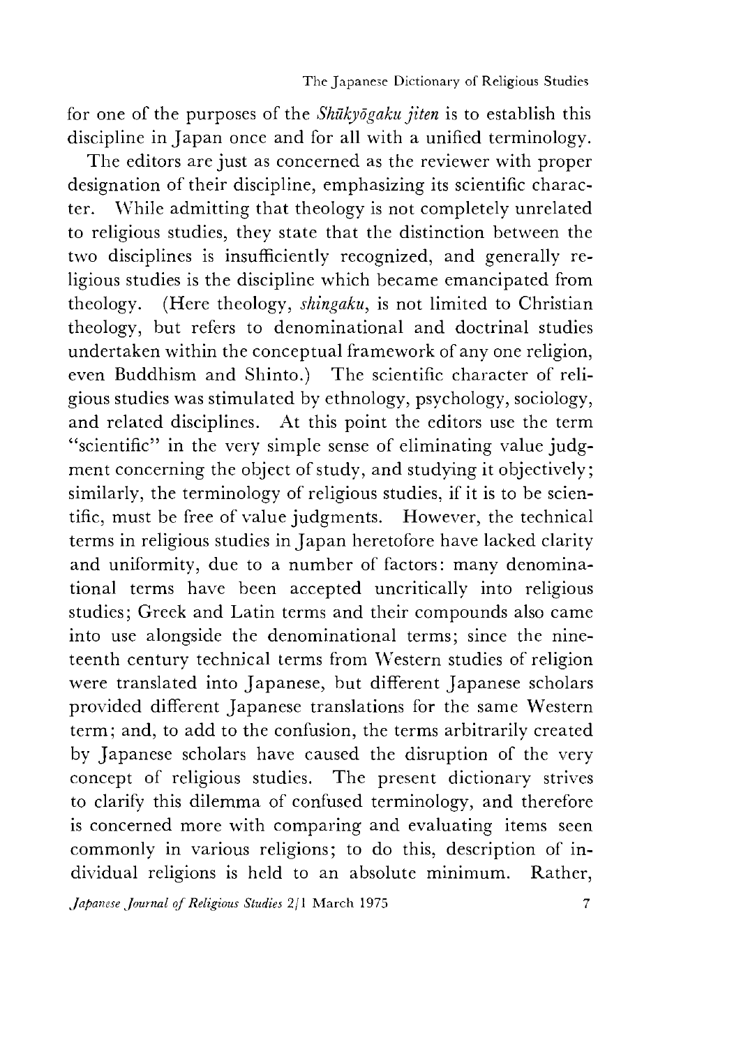for one of the purposes of the *Shūkyōgaku jiten* is to establish this discipline in Japan once and for all with a unified terminology.

The editors are just as concerned as the reviewer with proper designation of their discipline, emphasizing its scientific character. While admitting that theology is not completely unrelated to religious studies, they state that the distinction between the two disciplines is insufficiently recognized, and generally religious studies is the discipline which became emancipated from theology. (Here theology, *shingaku*, is not limited to Christian theology, but refers to denominational and doctrinal studies undertaken within the conceptual framework of any one religion, even Buddhism and Shinto.) The scientific character of religious studies was stimulated by ethnology, psychology, sociology, and related disciplines. At this point the editors use the term "scientific" in the very simple sense of eliminating value judgment concerning the object of study, and studying it objectively; similarly, the terminology of religious studies, if it is to be scientific, must be free of value judgments. However, the technical terms in religious studies in Japan heretofore have lacked clarity and uniformity, due to a number of factors: many denominational terms have been accepted uncritically into religious studies; Greek and Latin terms and their compounds also came into use alongside the denominational terms; since the nineteenth century technical terms from Western studies of religion were translated into Japanese, but different Japanese scholars provided different Japanese translations for the same Western term; and, to add to the confusion, the terms arbitrarily created by Japanese scholars have caused the disruption of the very concept of religious studies. The present dictionary strives to clarify this dilemma of confused terminology, and therefore is concerned more with comparing and evaluating items seen commonly in various religions; to do this, description of individual religions is held to an absolute minimum. Rather,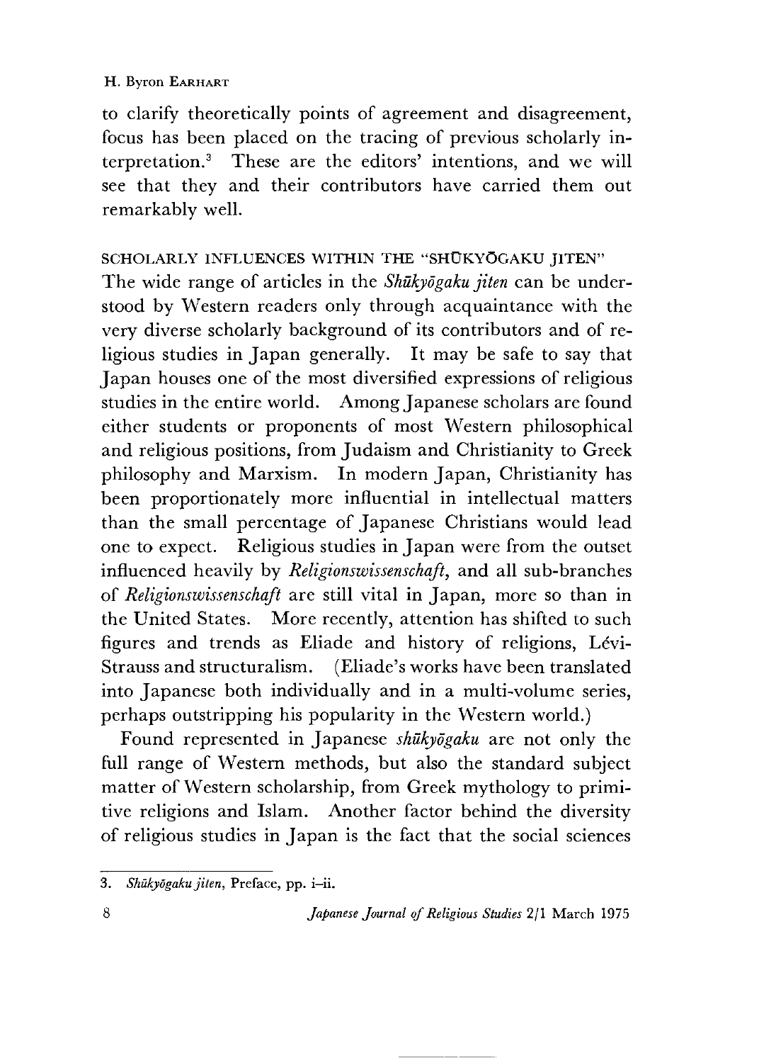to clarify theoretically points of agreement and disagreement, focus has been placed on the tracing of previous scholarly interpretation.[3] These are the editors' intentions, and we will see that they and their contributors have carried them out remarkably well.

## SCHOLARLY INFLUENCES WITHIN THE "SHŪKYŌGAKU JITEN"

The wide range of articles in the *Shūkyōgaku jiten* can be understood by Western readers only through acquaintance with the very diverse scholarly background of its contributors and of religious studies in Japan generally. It may be safe to say that Japan houses one of the most diversified expressions of religious studies in the entire world. Among Japanese scholars are found either students or proponents of most Western philosophical and religious positions, from Judaism and Christianity to Greek philosophy and Marxism. In modern Japan, Christianity has been proportionately more influential in intellectual matters than the small percentage of Japanese Christians would lead one to expect. Religious studies in Japan were from the outset influenced heavily by *Religionswissenschaft*, and all sub-branches of *Religionswissenschaft* are still vital in Japan, more so than in the United States. More recently, attention has shifted to such figures and trends as Eliade and history of religions, Lévi-Strauss and structuralism. (Eliade's works have been translated into Japanese both individually and in a multi-volume series, perhaps outstripping his popularity in the Western world.)

Found represented in Japanese *shūkyōgaku* are not only the full range of Western methods, but also the standard subject matter of Western scholarship, from Greek mythology to primitive religions and Islam. Another factor behind the diversity of religious studies in Japan is the fact that the social sciences

---

3. *Shūkyōgaku jiten*, Preface, pp. i–ii.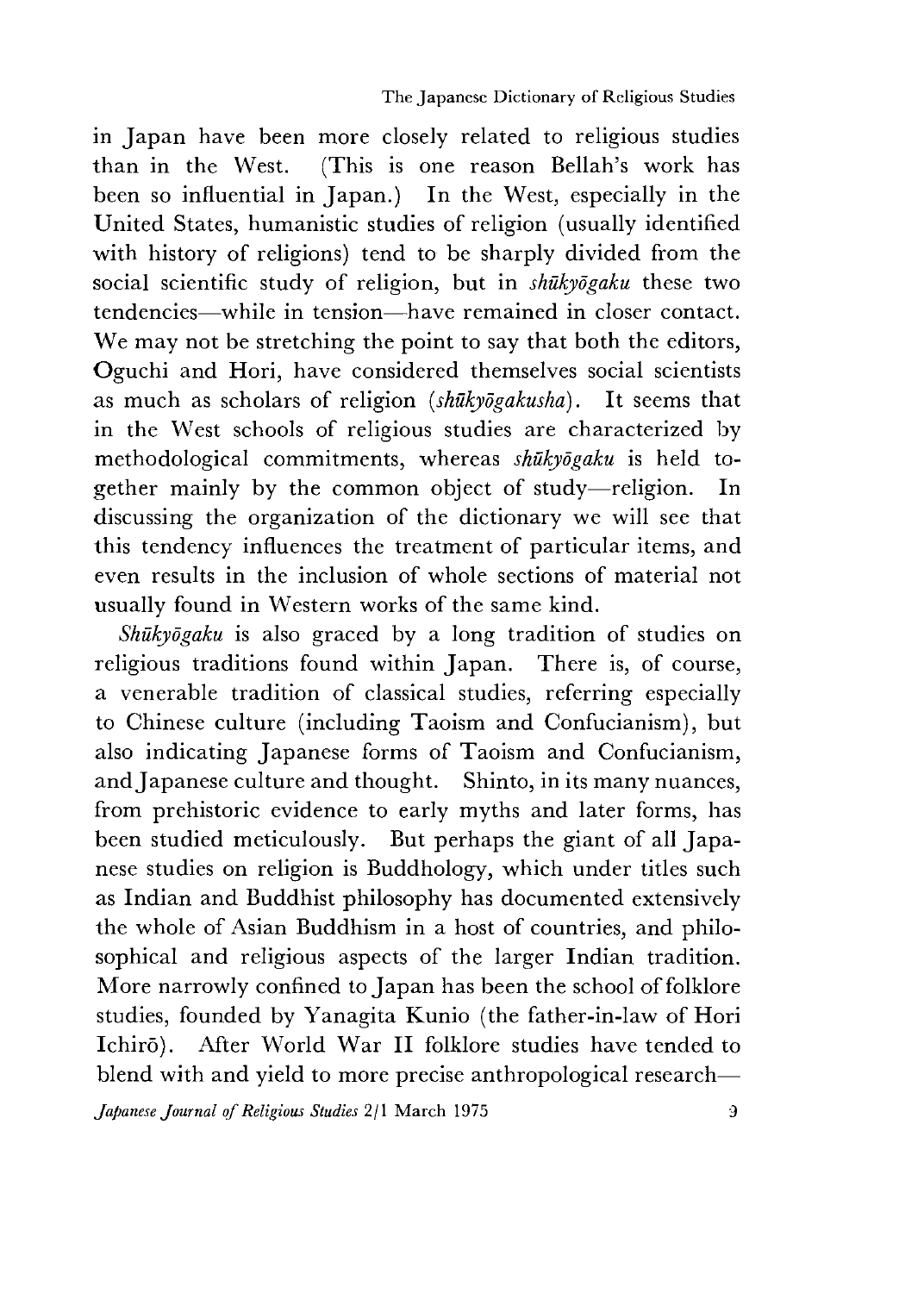in Japan have been more closely related to religious studies than in the West. (This is one reason Bellah's work has been so influential in Japan.) In the West, especially in the United States, humanistic studies of religion (usually identified with history of religions) tend to be sharply divided from the social scientific study of religion, but in *shūkyōgaku* these two tendencies—while in tension—have remained in closer contact. We may not be stretching the point to say that both the editors, Oguchi and Hori, have considered themselves social scientists as much as scholars of religion (*shūkyōgakusha*). It seems that in the West schools of religious studies are characterized by methodological commitments, whereas *shūkyōgaku* is held together mainly by the common object of study—religion. In discussing the organization of the dictionary we will see that this tendency influences the treatment of particular items, and even results in the inclusion of whole sections of material not usually found in Western works of the same kind.

*Shūkyōgaku* is also graced by a long tradition of studies on religious traditions found within Japan. There is, of course, a venerable tradition of classical studies, referring especially to Chinese culture (including Taoism and Confucianism), but also indicating Japanese forms of Taoism and Confucianism, and Japanese culture and thought. Shinto, in its many nuances, from prehistoric evidence to early myths and later forms, has been studied meticulously. But perhaps the giant of all Japanese studies on religion is Buddhology, which under titles such as Indian and Buddhist philosophy has documented extensively the whole of Asian Buddhism in a host of countries, and philosophical and religious aspects of the larger Indian tradition. More narrowly confined to Japan has been the school of folklore studies, founded by Yanagita Kunio (the father-in-law of Hori Ichirō). After World War II folklore studies have tended to blend with and yield to more precise anthropological research—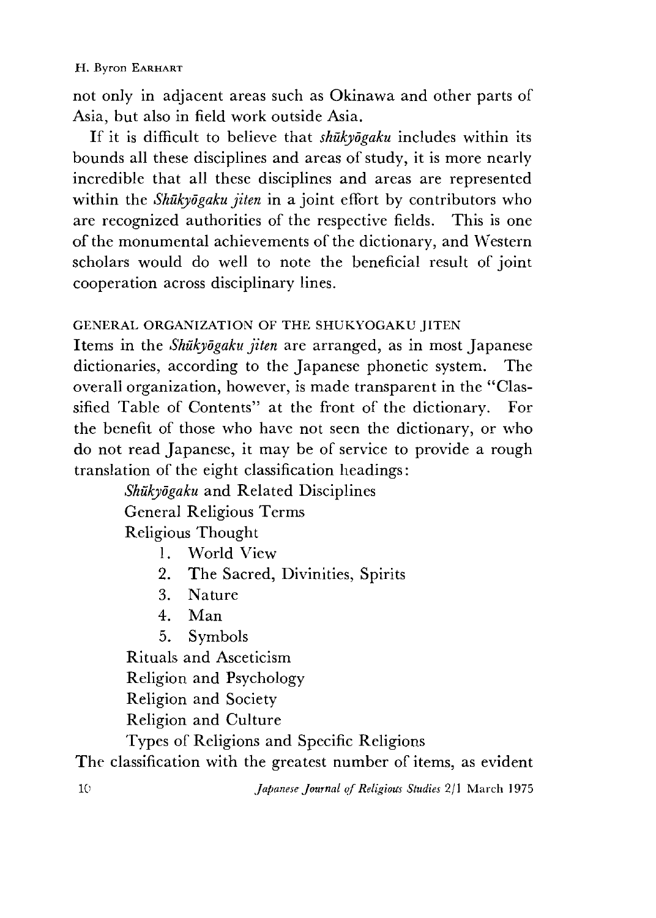not only in adjacent areas such as Okinawa and other parts of Asia, but also in field work outside Asia.

If it is difficult to believe that *shūkyōgaku* includes within its bounds all these disciplines and areas of study, it is more nearly incredible that all these disciplines and areas are represented within the *Shūkyōgaku jiten* in a joint effort by contributors who are recognized authorities of the respective fields. This is one of the monumental achievements of the dictionary, and Western scholars would do well to note the beneficial result of joint cooperation across disciplinary lines.

## GENERAL ORGANIZATION OF THE SHUKYOGAKU JITEN

Items in the *Shūkyōgaku jiten* are arranged, as in most Japanese dictionaries, according to the Japanese phonetic system. The overall organization, however, is made transparent in the "Classified Table of Contents" at the front of the dictionary. For the benefit of those who have not seen the dictionary, or who do not read Japanese, it may be of service to provide a rough translation of the eight classification headings:

- *Shūkyōgaku* and Related Disciplines
- General Religious Terms
- Religious Thought
  1. World View
  2. The Sacred, Divinities, Spirits
  3. Nature
  4. Man
  5. Symbols
- Rituals and Asceticism
- Religion and Psychology
- Religion and Society
- Religion and Culture
- Types of Religions and Specific Religions

The classification with the greatest number of items, as evident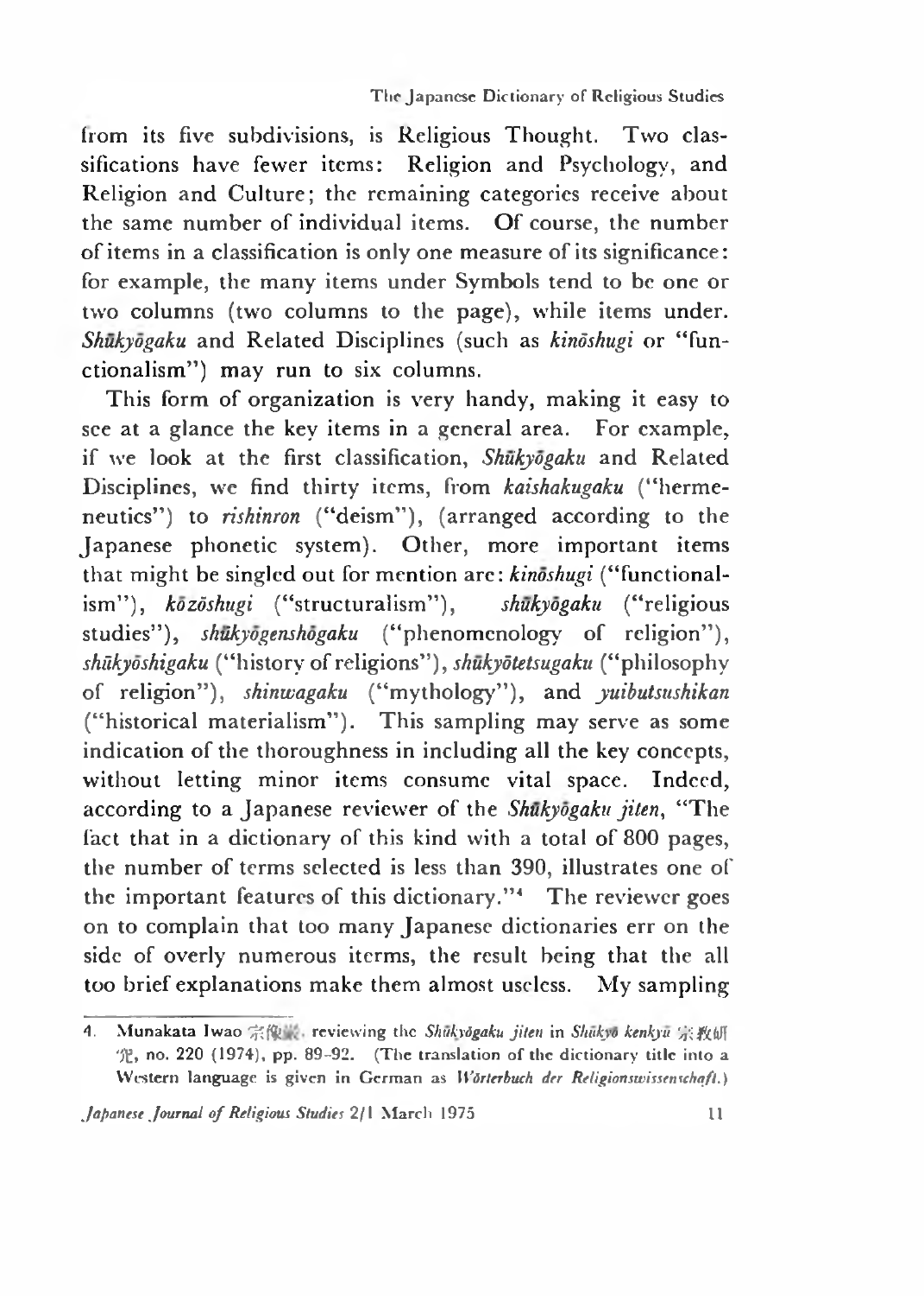from its five subdivisions, is Religious Thought. Two classifications have fewer items: Religion and Psychology, and Religion and Culture; the remaining categories receive about the same number of individual items. Of course, the number of items in a classification is only one measure of its significance: for example, the many items under Symbols tend to be one or two columns (two columns to the page), while items under. *Shūkyōgaku* and Related Disciplines (such as *kinōshugi* or "functionalism") may run to six columns.

This form of organization is very handy, making it easy to see at a glance the key items in a general area. For example, if we look at the first classification, *Shūkyōgaku* and Related Disciplines, we find thirty items, from *kaishakugaku* ("hermeneutics") to *rishinron* ("deism"), (arranged according to the Japanese phonetic system). Other, more important items that might be singled out for mention are: *kinōshugi* ("functionalism"), *kōzōshugi* ("structuralism"), *shūkyōgaku* ("religious studies"), *shūkyōgenshōgaku* ("phenomenology of religion"), *shūkyōshigaku* ("history of religions"), *shūkyōtetsugaku* ("philosophy of religion"), *shinwagaku* ("mythology"), and *yuibutsushikan* ("historical materialism"). This sampling may serve as some indication of the thoroughness in including all the key concepts, without letting minor items consume vital space. Indeed, according to a Japanese reviewer of the *Shūkyōgaku jiten*, "The fact that in a dictionary of this kind with a total of 800 pages, the number of terms selected is less than 390, illustrates one of the important features of this dictionary."[4] The reviewer goes on to complain that too many Japanese dictionaries err on the side of overly numerous iterms, the result being that the all too brief explanations make them almost useless. My sampling

---

4. Munakata Iwao 宗像巌, reviewing the *Shūkyōgaku jiten* in *Shūkyō kenkyū* 宗教研究, no. 220 (1974), pp. 89–92. (The translation of the dictionary title into a Western language is given in German as *Wörterbuch der Religionswissenschaft*.)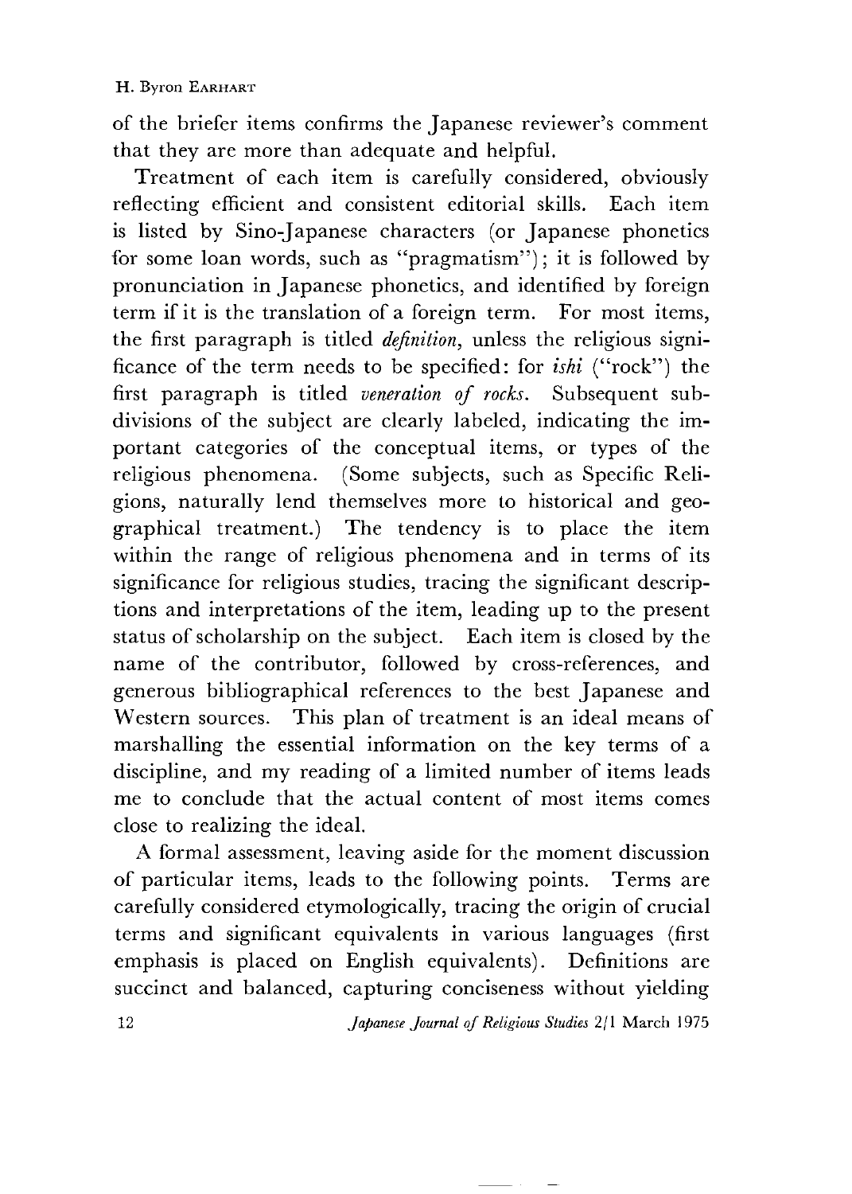of the briefer items confirms the Japanese reviewer's comment that they are more than adequate and helpful.

Treatment of each item is carefully considered, obviously reflecting efficient and consistent editorial skills. Each item is listed by Sino-Japanese characters (or Japanese phonetics for some loan words, such as "pragmatism"); it is followed by pronunciation in Japanese phonetics, and identified by foreign term if it is the translation of a foreign term. For most items, the first paragraph is titled *definition*, unless the religious significance of the term needs to be specified: for *ishi* ("rock") the first paragraph is titled *veneration of rocks*. Subsequent subdivisions of the subject are clearly labeled, indicating the important categories of the conceptual items, or types of the religious phenomena. (Some subjects, such as Specific Religions, naturally lend themselves more to historical and geographical treatment.) The tendency is to place the item within the range of religious phenomena and in terms of its significance for religious studies, tracing the significant descriptions and interpretations of the item, leading up to the present status of scholarship on the subject. Each item is closed by the name of the contributor, followed by cross-references, and generous bibliographical references to the best Japanese and Western sources. This plan of treatment is an ideal means of marshalling the essential information on the key terms of a discipline, and my reading of a limited number of items leads me to conclude that the actual content of most items comes close to realizing the ideal.

A formal assessment, leaving aside for the moment discussion of particular items, leads to the following points. Terms are carefully considered etymologically, tracing the origin of crucial terms and significant equivalents in various languages (first emphasis is placed on English equivalents). Definitions are succinct and balanced, capturing conciseness without yielding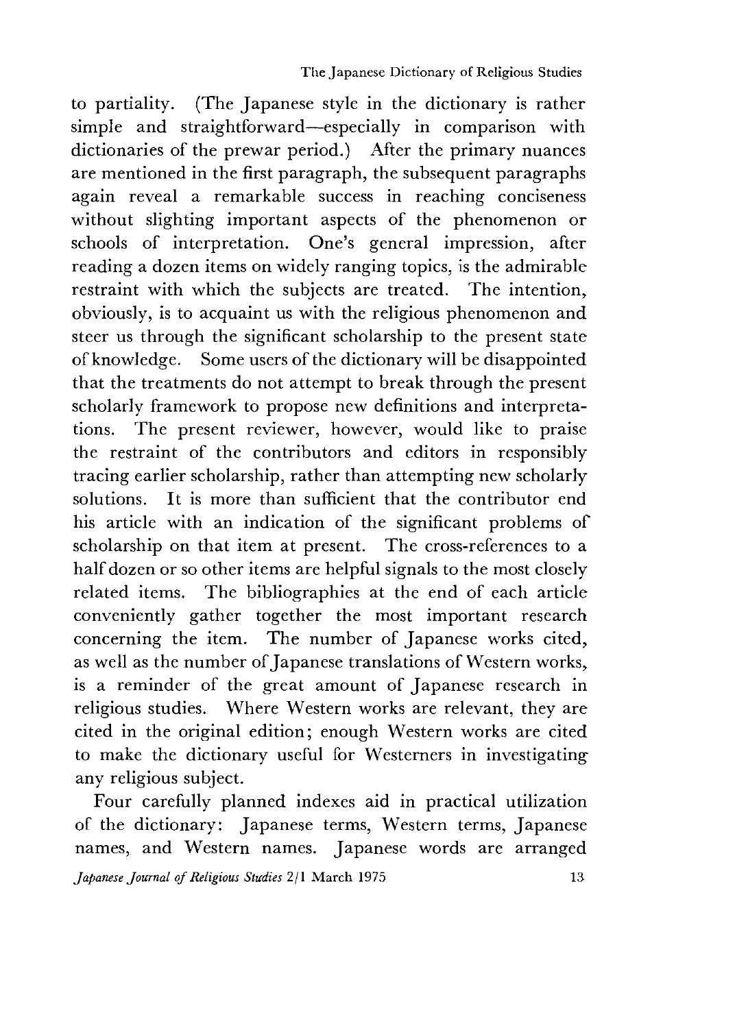to partiality. (The Japanese style in the dictionary is rather simple and straightforward—especially in comparison with dictionaries of the prewar period.) After the primary nuances are mentioned in the first paragraph, the subsequent paragraphs again reveal a remarkable success in reaching conciseness without slighting important aspects of the phenomenon or schools of interpretation. One's general impression, after reading a dozen items on widely ranging topics, is the admirable restraint with which the subjects are treated. The intention, obviously, is to acquaint us with the religious phenomenon and steer us through the significant scholarship to the present state of knowledge. Some users of the dictionary will be disappointed that the treatments do not attempt to break through the present scholarly framework to propose new definitions and interpretations. The present reviewer, however, would like to praise the restraint of the contributors and editors in responsibly tracing earlier scholarship, rather than attempting new scholarly solutions. It is more than sufficient that the contributor end his article with an indication of the significant problems of scholarship on that item at present. The cross-references to a half dozen or so other items are helpful signals to the most closely related items. The bibliographies at the end of each article conveniently gather together the most important research concerning the item. The number of Japanese works cited, as well as the number of Japanese translations of Western works, is a reminder of the great amount of Japanese research in religious studies. Where Western works are relevant, they are cited in the original edition; enough Western works are cited to make the dictionary useful for Westerners in investigating any religious subject.

Four carefully planned indexes aid in practical utilization of the dictionary: Japanese terms, Western terms, Japanese names, and Western names. Japanese words are arranged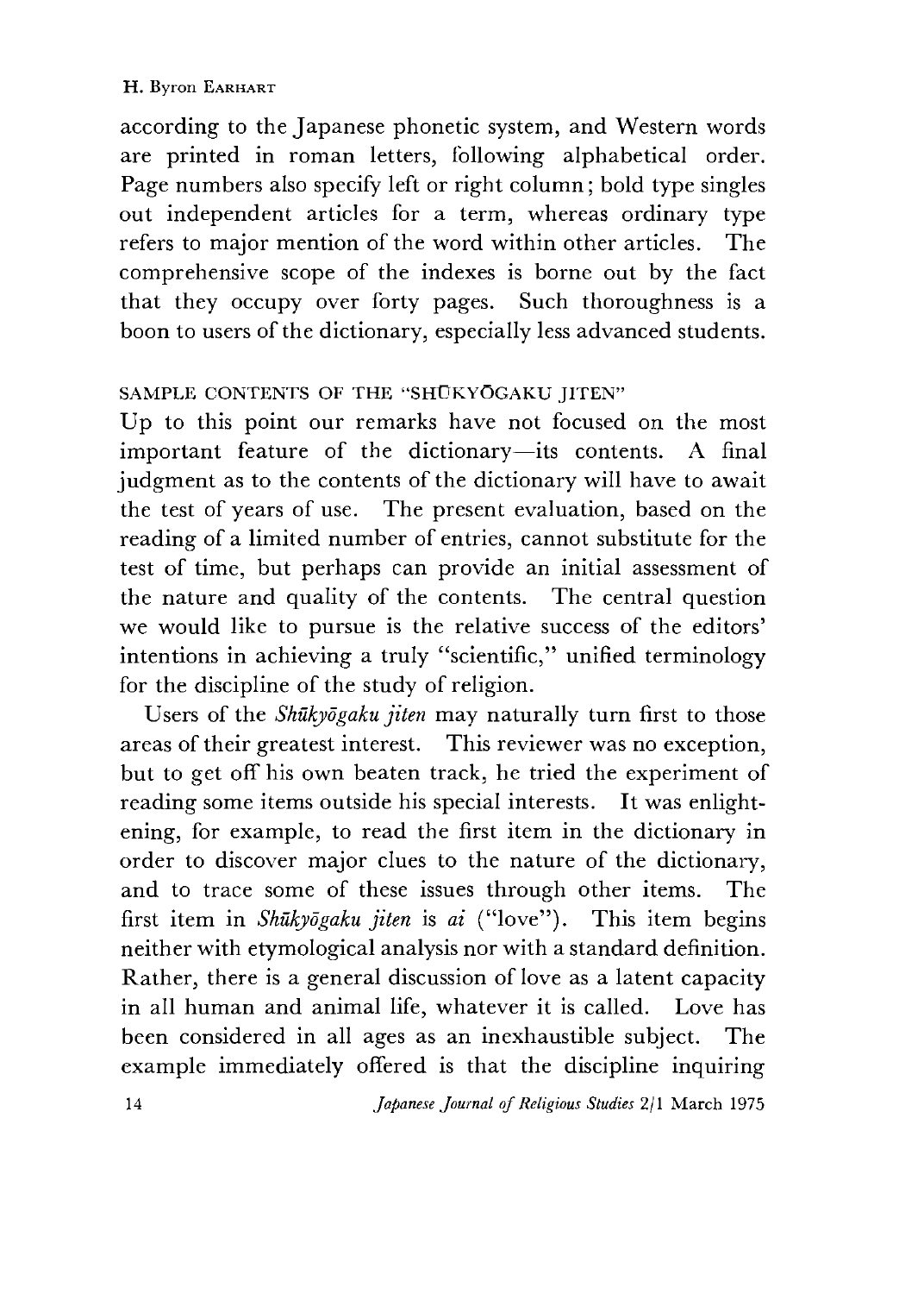according to the Japanese phonetic system, and Western words are printed in roman letters, following alphabetical order. Page numbers also specify left or right column; bold type singles out independent articles for a term, whereas ordinary type refers to major mention of the word within other articles. The comprehensive scope of the indexes is borne out by the fact that they occupy over forty pages. Such thoroughness is a boon to users of the dictionary, especially less advanced students.

### SAMPLE CONTENTS OF THE "SHŪKYŌGAKU JITEN"

Up to this point our remarks have not focused on the most important feature of the dictionary—its contents. A final judgment as to the contents of the dictionary will have to await the test of years of use. The present evaluation, based on the reading of a limited number of entries, cannot substitute for the test of time, but perhaps can provide an initial assessment of the nature and quality of the contents. The central question we would like to pursue is the relative success of the editors' intentions in achieving a truly "scientific," unified terminology for the discipline of the study of religion.

Users of the *Shūkyōgaku jiten* may naturally turn first to those areas of their greatest interest. This reviewer was no exception, but to get off his own beaten track, he tried the experiment of reading some items outside his special interests. It was enlightening, for example, to read the first item in the dictionary in order to discover major clues to the nature of the dictionary, and to trace some of these issues through other items. The first item in *Shūkyōgaku jiten* is *ai* ("love"). This item begins neither with etymological analysis nor with a standard definition. Rather, there is a general discussion of love as a latent capacity in all human and animal life, whatever it is called. Love has been considered in all ages as an inexhaustible subject. The example immediately offered is that the discipline inquiring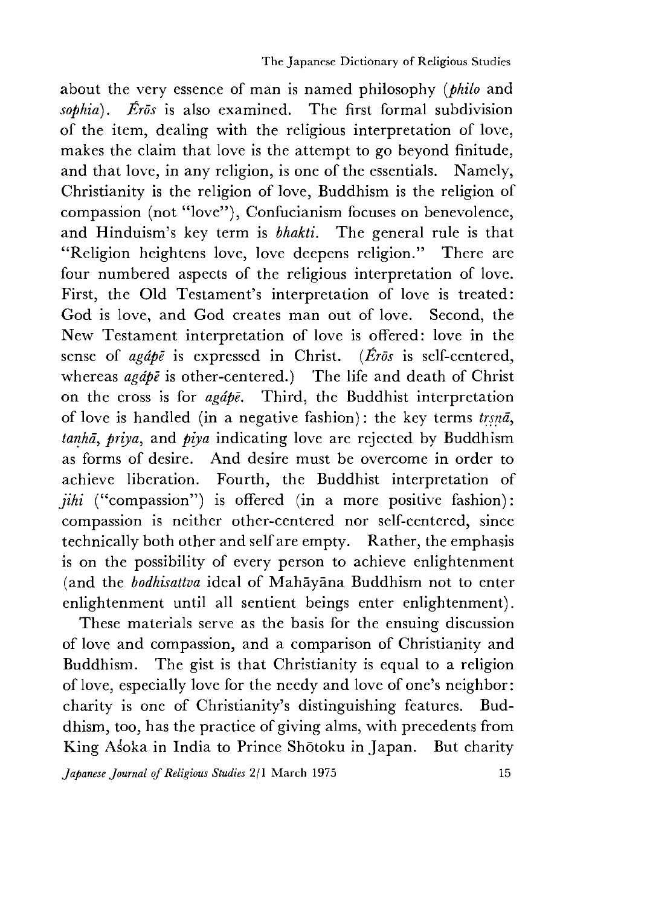about the very essence of man is named philosophy (*philo* and *sophia*). *Érōs* is also examined. The first formal subdivision of the item, dealing with the religious interpretation of love, makes the claim that love is the attempt to go beyond finitude, and that love, in any religion, is one of the essentials. Namely, Christianity is the religion of love, Buddhism is the religion of compassion (not "love"), Confucianism focuses on benevolence, and Hinduism's key term is *bhakti*. The general rule is that "Religion heightens love, love deepens religion." There are four numbered aspects of the religious interpretation of love. First, the Old Testament's interpretation of love is treated: God is love, and God creates man out of love. Second, the New Testament interpretation of love is offered: love in the sense of *agápē* is expressed in Christ. (*Érōs* is self-centered, whereas *agápē* is other-centered.) The life and death of Christ on the cross is for *agápē*. Third, the Buddhist interpretation of love is handled (in a negative fashion): the key terms *tṛṣṇā*, *taṇhā*, *priya*, and *piya* indicating love are rejected by Buddhism as forms of desire. And desire must be overcome in order to achieve liberation. Fourth, the Buddhist interpretation of *jihi* ("compassion") is offered (in a more positive fashion): compassion is neither other-centered nor self-centered, since technically both other and self are empty. Rather, the emphasis is on the possibility of every person to achieve enlightenment (and the *bodhisattva* ideal of Mahāyāna Buddhism not to enter enlightenment until all sentient beings enter enlightenment).

These materials serve as the basis for the ensuing discussion of love and compassion, and a comparison of Christianity and Buddhism. The gist is that Christianity is equal to a religion of love, especially love for the needy and love of one's neighbor: charity is one of Christianity's distinguishing features. Buddhism, too, has the practice of giving alms, with precedents from King Aśoka in India to Prince Shōtoku in Japan. But charity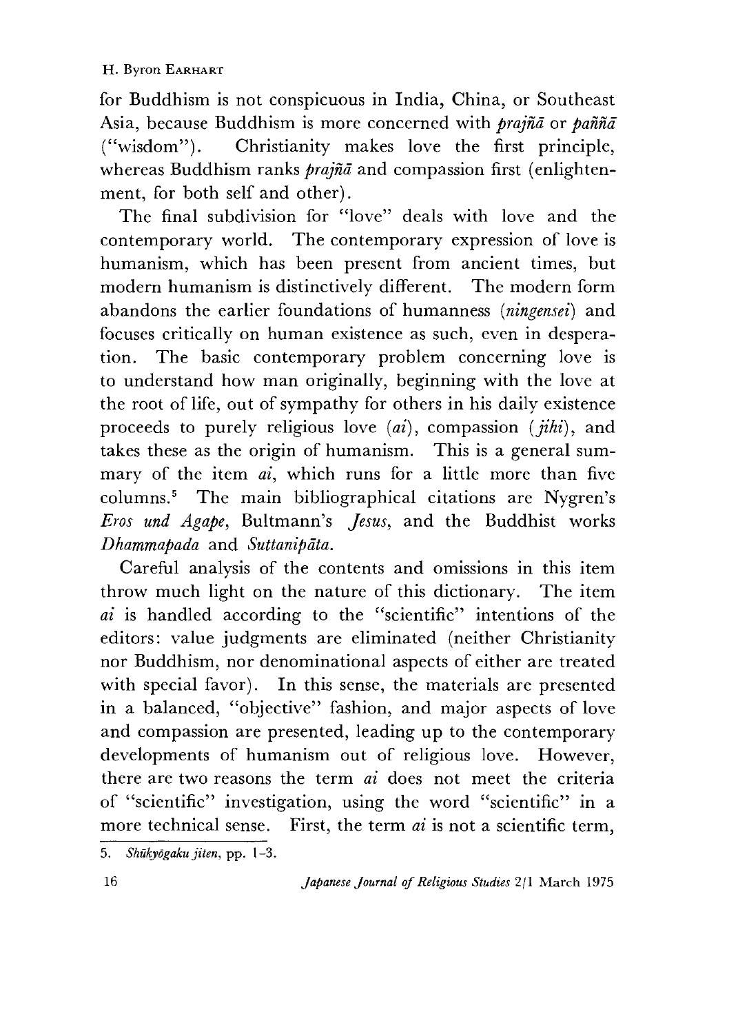for Buddhism is not conspicuous in India, China, or Southeast Asia, because Buddhism is more concerned with *prajñā* or *paññā* ("wisdom"). Christianity makes love the first principle, whereas Buddhism ranks *prajñā* and compassion first (enlightenment, for both self and other).

The final subdivision for "love" deals with love and the contemporary world. The contemporary expression of love is humanism, which has been present from ancient times, but modern humanism is distinctively different. The modern form abandons the earlier foundations of humanness (*ningensei*) and focuses critically on human existence as such, even in desperation. The basic contemporary problem concerning love is to understand how man originally, beginning with the love at the root of life, out of sympathy for others in his daily existence proceeds to purely religious love (*ai*), compassion (*jihi*), and takes these as the origin of humanism. This is a general summary of the item *ai*, which runs for a little more than five columns.[5] The main bibliographical citations are Nygren's *Eros und Agape*, Bultmann's *Jesus*, and the Buddhist works *Dhammapada* and *Suttanipāta*.

Careful analysis of the contents and omissions in this item throw much light on the nature of this dictionary. The item *ai* is handled according to the "scientific" intentions of the editors: value judgments are eliminated (neither Christianity nor Buddhism, nor denominational aspects of either are treated with special favor). In this sense, the materials are presented in a balanced, "objective" fashion, and major aspects of love and compassion are presented, leading up to the contemporary developments of humanism out of religious love. However, there are two reasons the term *ai* does not meet the criteria of "scientific" investigation, using the word "scientific" in a more technical sense. First, the term *ai* is not a scientific term,

5. *Shūkyōgaku jiten*, pp. 1–3.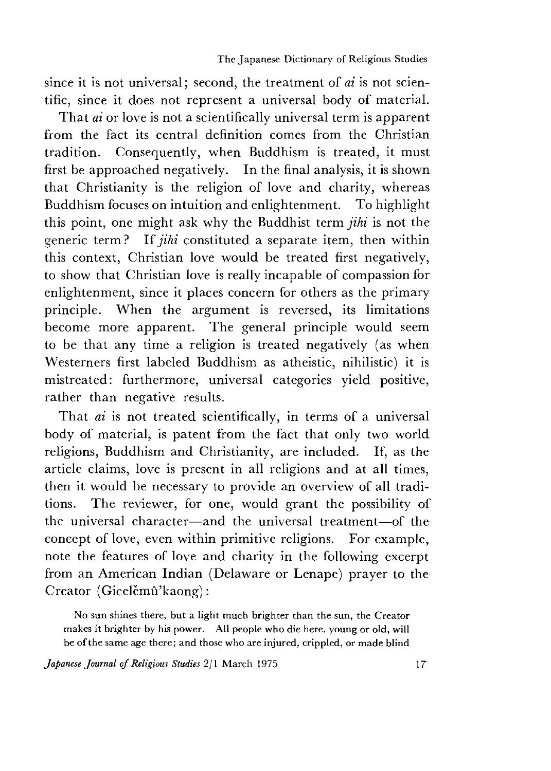since it is not universal; second, the treatment of *ai* is not scientific, since it does not represent a universal body of material.

That *ai* or love is not a scientifically universal term is apparent from the fact its central definition comes from the Christian tradition. Consequently, when Buddhism is treated, it must first be approached negatively. In the final analysis, it is shown that Christianity is the religion of love and charity, whereas Buddhism focuses on intuition and enlightenment. To highlight this point, one might ask why the Buddhist term *jihi* is not the generic term? If *jihi* constituted a separate item, then within this context, Christian love would be treated first negatively, to show that Christian love is really incapable of compassion for enlightenment, since it places concern for others as the primary principle. When the argument is reversed, its limitations become more apparent. The general principle would seem to be that any time a religion is treated negatively (as when Westerners first labeled Buddhism as atheistic, nihilistic) it is mistreated: furthermore, universal categories yield positive, rather than negative results.

That *ai* is not treated scientifically, in terms of a universal body of material, is patent from the fact that only two world religions, Buddhism and Christianity, are included. If, as the article claims, love is present in all religions and at all times, then it would be necessary to provide an overview of all traditions. The reviewer, for one, would grant the possibility of the universal character—and the universal treatment—of the concept of love, even within primitive religions. For example, note the features of love and charity in the following excerpt from an American Indian (Delaware or Lenape) prayer to the Creator (Gicelĕmû'kaong):

> No sun shines there, but a light much brighter than the sun, the Creator makes it brighter by his power. All people who die here, young or old, will be of the same age there; and those who are injured, crippled, or made blind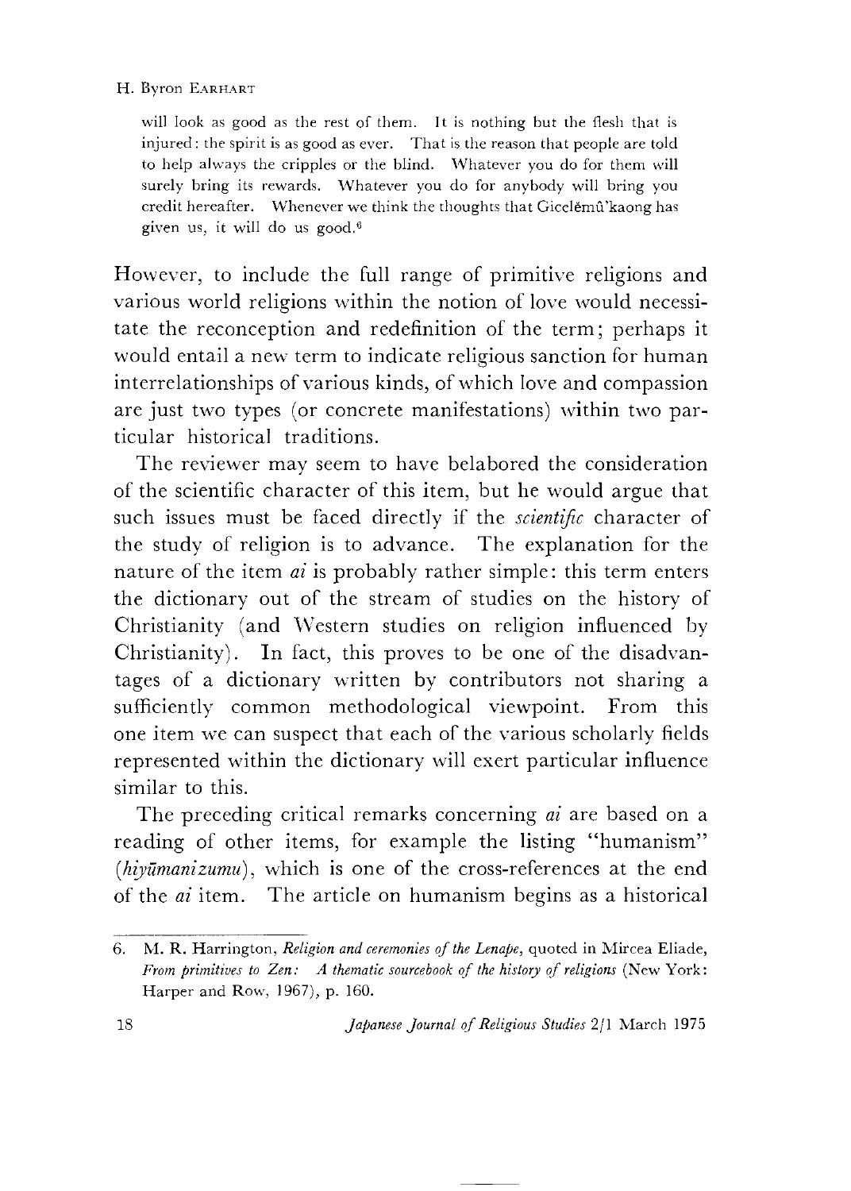> will look as good as the rest of them. It is nothing but the flesh that is injured: the spirit is as good as ever. That is the reason that people are told to help always the cripples or the blind. Whatever you do for them will surely bring its rewards. Whatever you do for anybody will bring you credit hereafter. Whenever we think the thoughts that Gicelĕmû'kaong has given us, it will do us good.[6]

However, to include the full range of primitive religions and various world religions within the notion of love would necessitate the reconception and redefinition of the term; perhaps it would entail a new term to indicate religious sanction for human interrelationships of various kinds, of which love and compassion are just two types (or concrete manifestations) within two particular historical traditions.

The reviewer may seem to have belabored the consideration of the scientific character of this item, but he would argue that such issues must be faced directly if the *scientific* character of the study of religion is to advance. The explanation for the nature of the item *ai* is probably rather simple: this term enters the dictionary out of the stream of studies on the history of Christianity (and Western studies on religion influenced by Christianity). In fact, this proves to be one of the disadvantages of a dictionary written by contributors not sharing a sufficiently common methodological viewpoint. From this one item we can suspect that each of the various scholarly fields represented within the dictionary will exert particular influence similar to this.

The preceding critical remarks concerning *ai* are based on a reading of other items, for example the listing "humanism" (*hiyūmanizumu*), which is one of the cross-references at the end of the *ai* item. The article on humanism begins as a historical

---

6. M. R. Harrington, *Religion and ceremonies of the Lenape*, quoted in Mircea Eliade, *From primitives to Zen: A thematic sourcebook of the history of religions* (New York: Harper and Row, 1967), p. 160.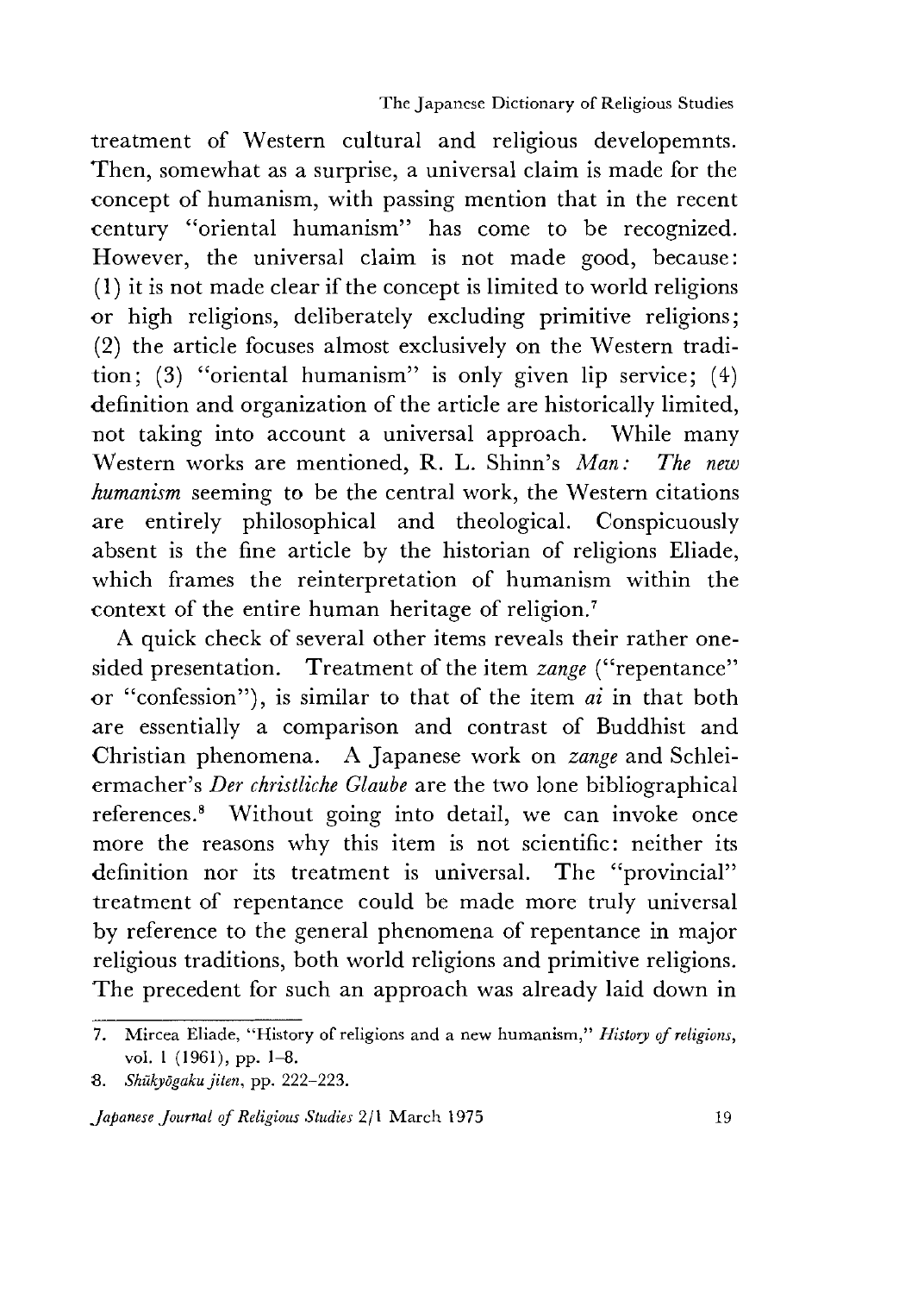treatment of Western cultural and religious developemnts. Then, somewhat as a surprise, a universal claim is made for the concept of humanism, with passing mention that in the recent century "oriental humanism" has come to be recognized. However, the universal claim is not made good, because: (1) it is not made clear if the concept is limited to world religions or high religions, deliberately excluding primitive religions; (2) the article focuses almost exclusively on the Western tradition; (3) "oriental humanism" is only given lip service; (4) definition and organization of the article are historically limited, not taking into account a universal approach. While many Western works are mentioned, R. L. Shinn's *Man: The new humanism* seeming to be the central work, the Western citations are entirely philosophical and theological. Conspicuously absent is the fine article by the historian of religions Eliade, which frames the reinterpretation of humanism within the context of the entire human heritage of religion.[7]

A quick check of several other items reveals their rather one-sided presentation. Treatment of the item *zange* ("repentance" or "confession"), is similar to that of the item *ai* in that both are essentially a comparison and contrast of Buddhist and Christian phenomena. A Japanese work on *zange* and Schleiermacher's *Der christliche Glaube* are the two lone bibliographical references.[8] Without going into detail, we can invoke once more the reasons why this item is not scientific: neither its definition nor its treatment is universal. The "provincial" treatment of repentance could be made more truly universal by reference to the general phenomena of repentance in major religious traditions, both world religions and primitive religions. The precedent for such an approach was already laid down in

---

7. Mircea Eliade, "History of religions and a new humanism," *History of religions*, vol. 1 (1961), pp. 1–8.

8. *Shūkyōgaku jiten*, pp. 222–223.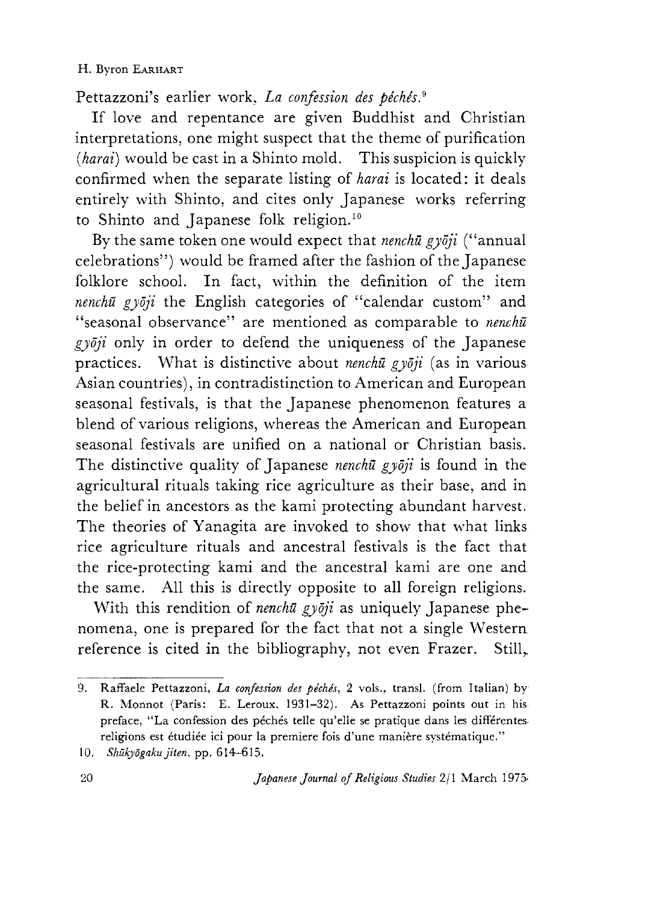Pettazzoni's earlier work, *La confession des péchés*.[9]

If love and repentance are given Buddhist and Christian interpretations, one might suspect that the theme of purification (*harai*) would be cast in a Shinto mold. This suspicion is quickly confirmed when the separate listing of *harai* is located: it deals entirely with Shinto, and cites only Japanese works referring to Shinto and Japanese folk religion.[10]

By the same token one would expect that *nenchū gyōji* ("annual celebrations") would be framed after the fashion of the Japanese folklore school. In fact, within the definition of the item *nenchū gyōji* the English categories of "calendar custom" and "seasonal observance" are mentioned as comparable to *nenchū gyōji* only in order to defend the uniqueness of the Japanese practices. What is distinctive about *nenchū gyōji* (as in various Asian countries), in contradistinction to American and European seasonal festivals, is that the Japanese phenomenon features a blend of various religions, whereas the American and European seasonal festivals are unified on a national or Christian basis. The distinctive quality of Japanese *nenchū gyōji* is found in the agricultural rituals taking rice agriculture as their base, and in the belief in ancestors as the kami protecting abundant harvest. The theories of Yanagita are invoked to show that what links rice agriculture rituals and ancestral festivals is the fact that the rice-protecting kami and the ancestral kami are one and the same. All this is directly opposite to all foreign religions.

With this rendition of *nenchū gyōji* as uniquely Japanese phenomena, one is prepared for the fact that not a single Western reference is cited in the bibliography, not even Frazer. Still,

---

9. Raffaele Pettazzoni, *La confession des péchés*, 2 vols., transl. (from Italian) by R. Monnot (Paris: E. Leroux, 1931–32). As Pettazzoni points out in his preface, "La confession des péchés telle qu'elle se pratique dans les différentes religions est étudiée ici pour la premiere fois d'une manière systématique."

10. *Shūkyōgaku jiten*, pp. 614–615.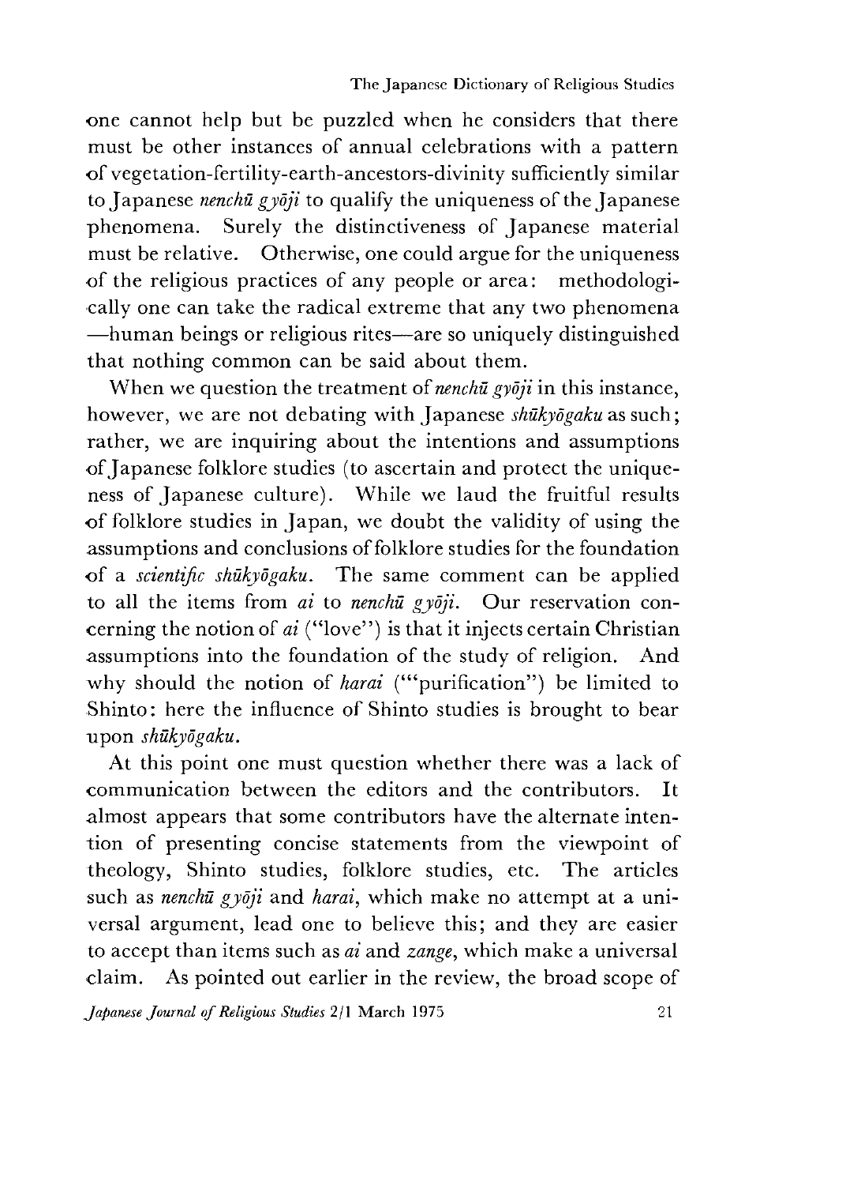one cannot help but be puzzled when he considers that there must be other instances of annual celebrations with a pattern of vegetation-fertility-earth-ancestors-divinity sufficiently similar to Japanese *nenchū gyōji* to qualify the uniqueness of the Japanese phenomena. Surely the distinctiveness of Japanese material must be relative. Otherwise, one could argue for the uniqueness of the religious practices of any people or area: methodologically one can take the radical extreme that any two phenomena —human beings or religious rites—are so uniquely distinguished that nothing common can be said about them.

When we question the treatment of *nenchū gyōji* in this instance, however, we are not debating with Japanese *shūkyōgaku* as such; rather, we are inquiring about the intentions and assumptions of Japanese folklore studies (to ascertain and protect the uniqueness of Japanese culture). While we laud the fruitful results of folklore studies in Japan, we doubt the validity of using the assumptions and conclusions of folklore studies for the foundation of a *scientific shūkyōgaku*. The same comment can be applied to all the items from *ai* to *nenchū gyōji*. Our reservation concerning the notion of *ai* ("love") is that it injects certain Christian assumptions into the foundation of the study of religion. And why should the notion of *harai* ('"purification") be limited to Shinto: here the influence of Shinto studies is brought to bear upon *shūkyōgaku*.

At this point one must question whether there was a lack of communication between the editors and the contributors. It almost appears that some contributors have the alternate intention of presenting concise statements from the viewpoint of theology, Shinto studies, folklore studies, etc. The articles such as *nenchū gyōji* and *harai*, which make no attempt at a universal argument, lead one to believe this; and they are easier to accept than items such as *ai* and *zange*, which make a universal claim. As pointed out earlier in the review, the broad scope of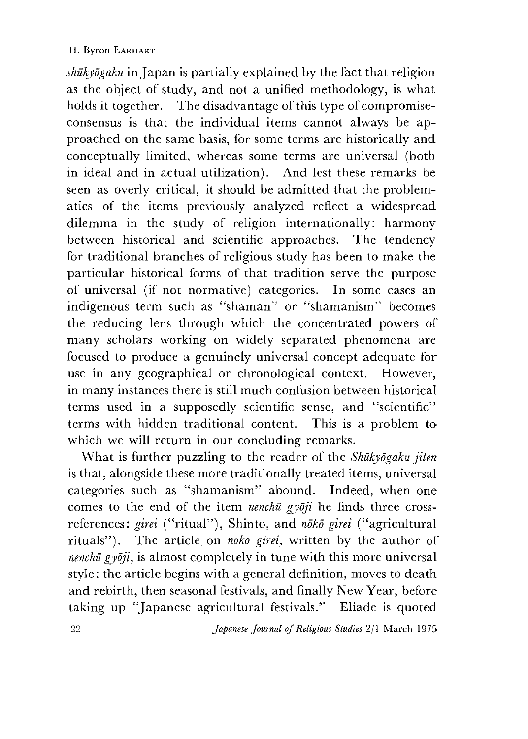*shūkyōgaku* in Japan is partially explained by the fact that religion as the object of study, and not a unified methodology, is what holds it together. The disadvantage of this type of compromise-consensus is that the individual items cannot always be approached on the same basis, for some terms are historically and conceptually limited, whereas some terms are universal (both in ideal and in actual utilization). And lest these remarks be seen as overly critical, it should be admitted that the problematics of the items previously analyzed reflect a widespread dilemma in the study of religion internationally: harmony between historical and scientific approaches. The tendency for traditional branches of religious study has been to make the particular historical forms of that tradition serve the purpose of universal (if not normative) categories. In some cases an indigenous term such as "shaman" or "shamanism" becomes the reducing lens through which the concentrated powers of many scholars working on widely separated phenomena are focused to produce a genuinely universal concept adequate for use in any geographical or chronological context. However, in many instances there is still much confusion between historical terms used in a supposedly scientific sense, and "scientific" terms with hidden traditional content. This is a problem to which we will return in our concluding remarks.

What is further puzzling to the reader of the *Shūkyōgaku jiten* is that, alongside these more traditionally treated items, universal categories such as "shamanism" abound. Indeed, when one comes to the end of the item *nenchū gyōji* he finds three cross-references: *girei* ("ritual"), Shinto, and *nōkō girei* ("agricultural rituals"). The article on *nōkō girei*, written by the author of *nenchū gyōji*, is almost completely in tune with this more universal style: the article begins with a general definition, moves to death and rebirth, then seasonal festivals, and finally New Year, before taking up "Japanese agricultural festivals." Eliade is quoted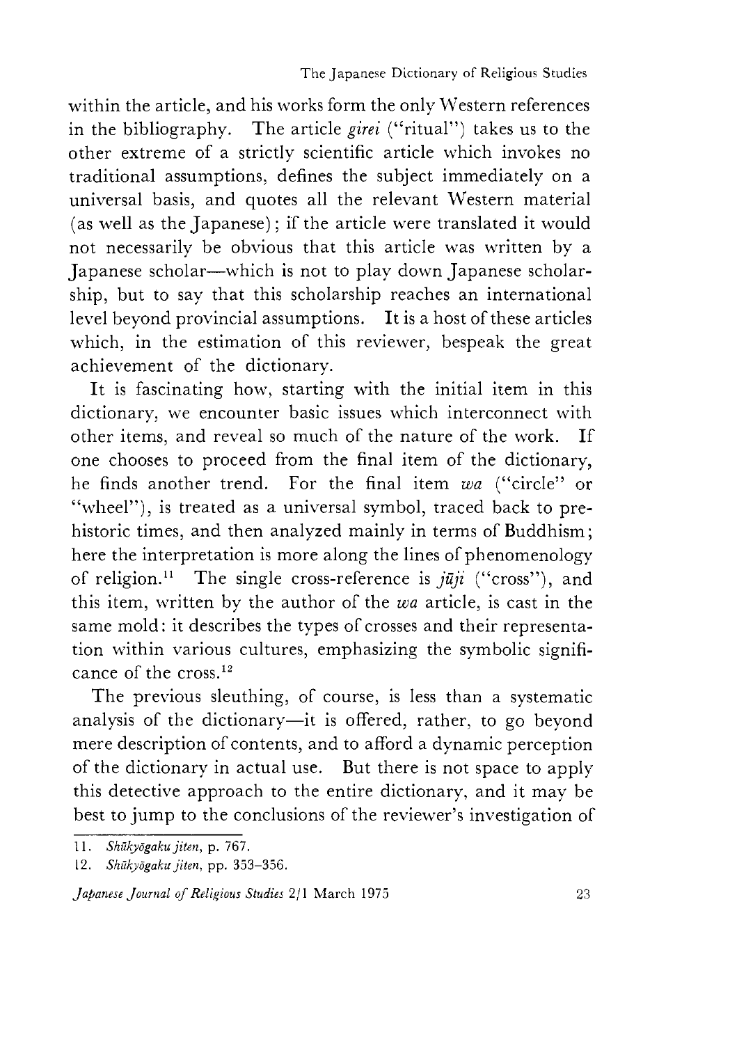within the article, and his works form the only Western references in the bibliography. The article *girei* ("ritual") takes us to the other extreme of a strictly scientific article which invokes no traditional assumptions, defines the subject immediately on a universal basis, and quotes all the relevant Western material (as well as the Japanese); if the article were translated it would not necessarily be obvious that this article was written by a Japanese scholar—which is not to play down Japanese scholarship, but to say that this scholarship reaches an international level beyond provincial assumptions. It is a host of these articles which, in the estimation of this reviewer, bespeak the great achievement of the dictionary.

It is fascinating how, starting with the initial item in this dictionary, we encounter basic issues which interconnect with other items, and reveal so much of the nature of the work. If one chooses to proceed from the final item of the dictionary, he finds another trend. For the final item *wa* ("circle" or "wheel"), is treated as a universal symbol, traced back to prehistoric times, and then analyzed mainly in terms of Buddhism; here the interpretation is more along the lines of phenomenology of religion.[11] The single cross-reference is *jūji* ("cross"), and this item, written by the author of the *wa* article, is cast in the same mold: it describes the types of crosses and their representation within various cultures, emphasizing the symbolic significance of the cross.[12]

The previous sleuthing, of course, is less than a systematic analysis of the dictionary—it is offered, rather, to go beyond mere description of contents, and to afford a dynamic perception of the dictionary in actual use. But there is not space to apply this detective approach to the entire dictionary, and it may be best to jump to the conclusions of the reviewer's investigation of

---

11. *Shūkyōgaku jiten*, p. 767.

12. *Shūkyōgaku jiten*, pp. 353–356.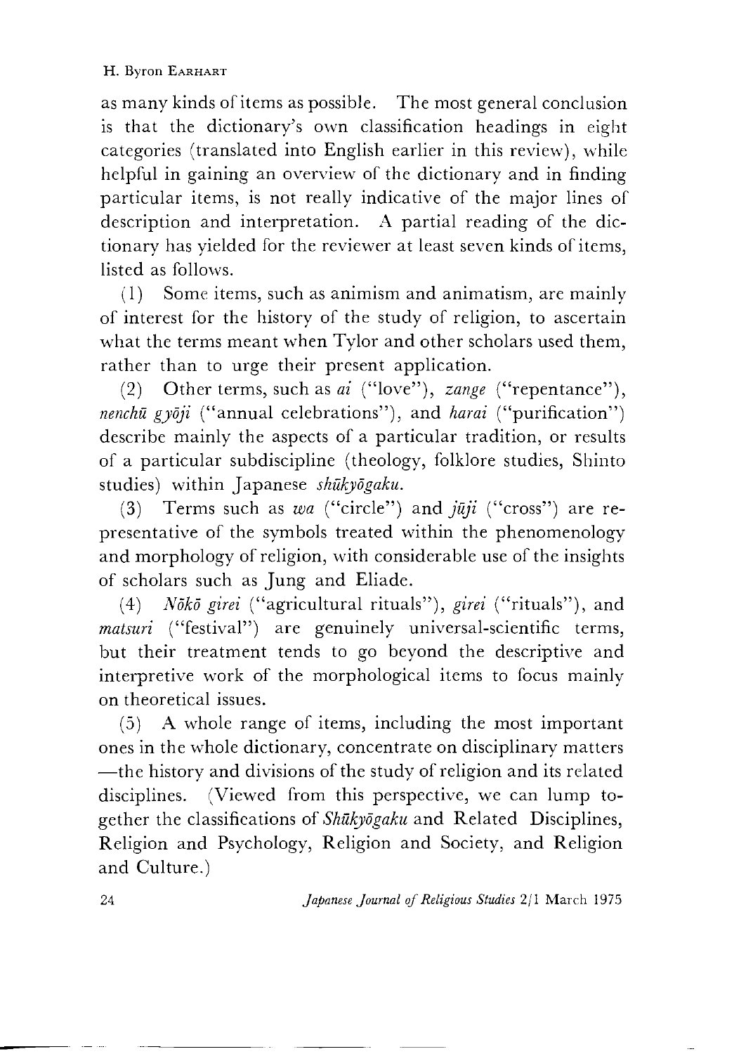as many kinds of items as possible. The most general conclusion is that the dictionary's own classification headings in eight categories (translated into English earlier in this review), while helpful in gaining an overview of the dictionary and in finding particular items, is not really indicative of the major lines of description and interpretation. A partial reading of the dictionary has yielded for the reviewer at least seven kinds of items, listed as follows.

(1) Some items, such as animism and animatism, are mainly of interest for the history of the study of religion, to ascertain what the terms meant when Tylor and other scholars used them, rather than to urge their present application.

(2) Other terms, such as *ai* ("love"), *zange* ("repentance"), *nenchū gyōji* ("annual celebrations"), and *harai* ("purification") describe mainly the aspects of a particular tradition, or results of a particular subdiscipline (theology, folklore studies, Shinto studies) within Japanese *shūkyōgaku.*

(3) Terms such as *wa* ("circle") and *jūji* ("cross") are representative of the symbols treated within the phenomenology and morphology of religion, with considerable use of the insights of scholars such as Jung and Eliade.

(4) *Nōkō girei* ("agricultural rituals"), *girei* ("rituals"), and *matsuri* ("festival") are genuinely universal-scientific terms, but their treatment tends to go beyond the descriptive and interpretive work of the morphological items to focus mainly on theoretical issues.

(5) A whole range of items, including the most important ones in the whole dictionary, concentrate on disciplinary matters —the history and divisions of the study of religion and its related disciplines. (Viewed from this perspective, we can lump together the classifications of *Shūkyōgaku* and Related Disciplines, Religion and Psychology, Religion and Society, and Religion and Culture.)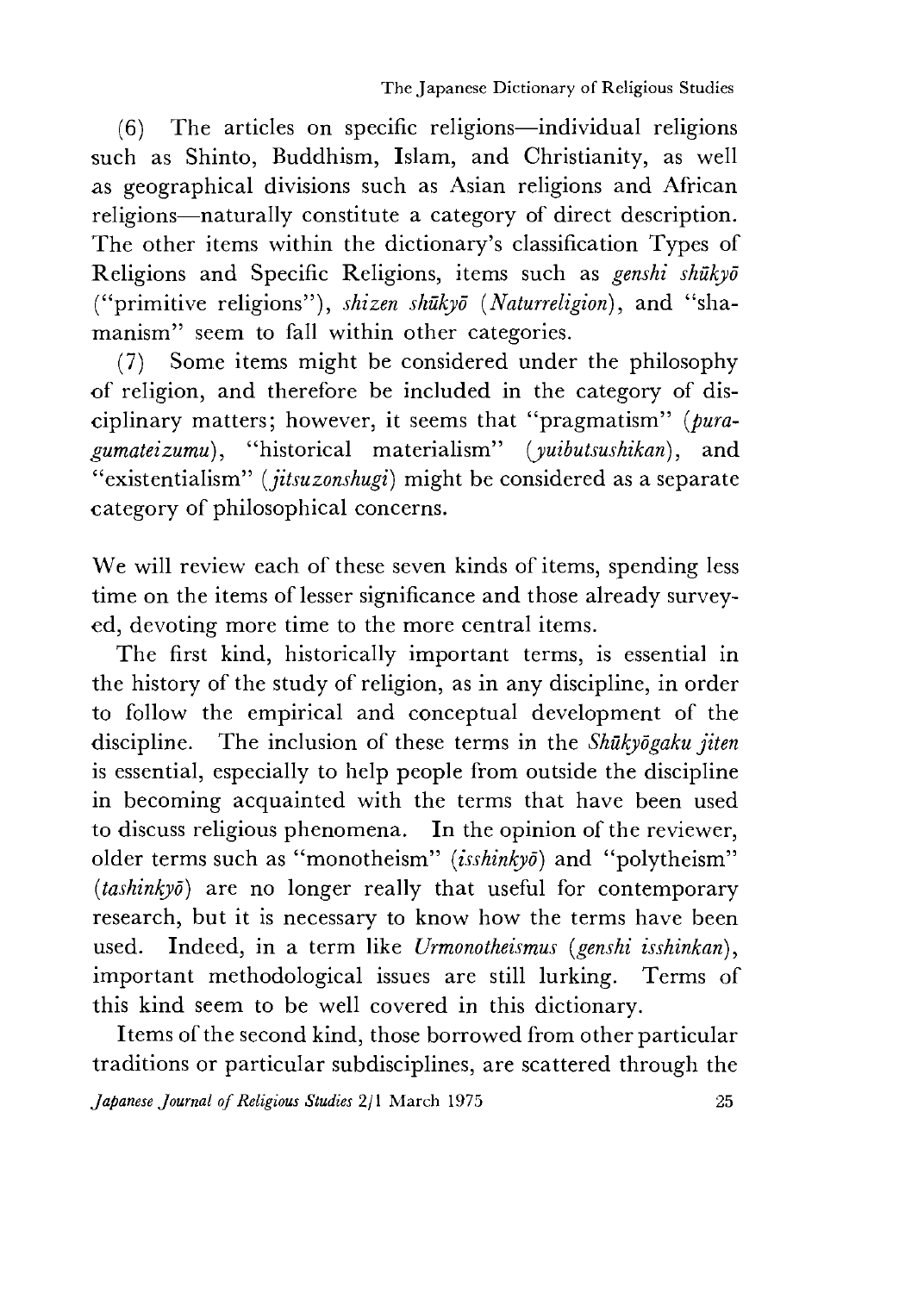(6) The articles on specific religions—individual religions such as Shinto, Buddhism, Islam, and Christianity, as well as geographical divisions such as Asian religions and African religions—naturally constitute a category of direct description. The other items within the dictionary's classification Types of Religions and Specific Religions, items such as *genshi shūkyō* ("primitive religions"), *shizen shūkyō* (*Naturreligion*), and "shamanism" seem to fall within other categories.

(7) Some items might be considered under the philosophy of religion, and therefore be included in the category of disciplinary matters; however, it seems that "pragmatism" (*puragumateizumu*), "historical materialism" (*yuibutsushikan*), and "existentialism" (*jitsuzonshugi*) might be considered as a separate category of philosophical concerns.

We will review each of these seven kinds of items, spending less time on the items of lesser significance and those already surveyed, devoting more time to the more central items.

The first kind, historically important terms, is essential in the history of the study of religion, as in any discipline, in order to follow the empirical and conceptual development of the discipline. The inclusion of these terms in the *Shūkyōgaku jiten* is essential, especially to help people from outside the discipline in becoming acquainted with the terms that have been used to discuss religious phenomena. In the opinion of the reviewer, older terms such as "monotheism" (*isshinkyō*) and "polytheism" (*tashinkyō*) are no longer really that useful for contemporary research, but it is necessary to know how the terms have been used. Indeed, in a term like *Urmonotheismus* (*genshi isshinkan*), important methodological issues are still lurking. Terms of this kind seem to be well covered in this dictionary.

Items of the second kind, those borrowed from other particular traditions or particular subdisciplines, are scattered through the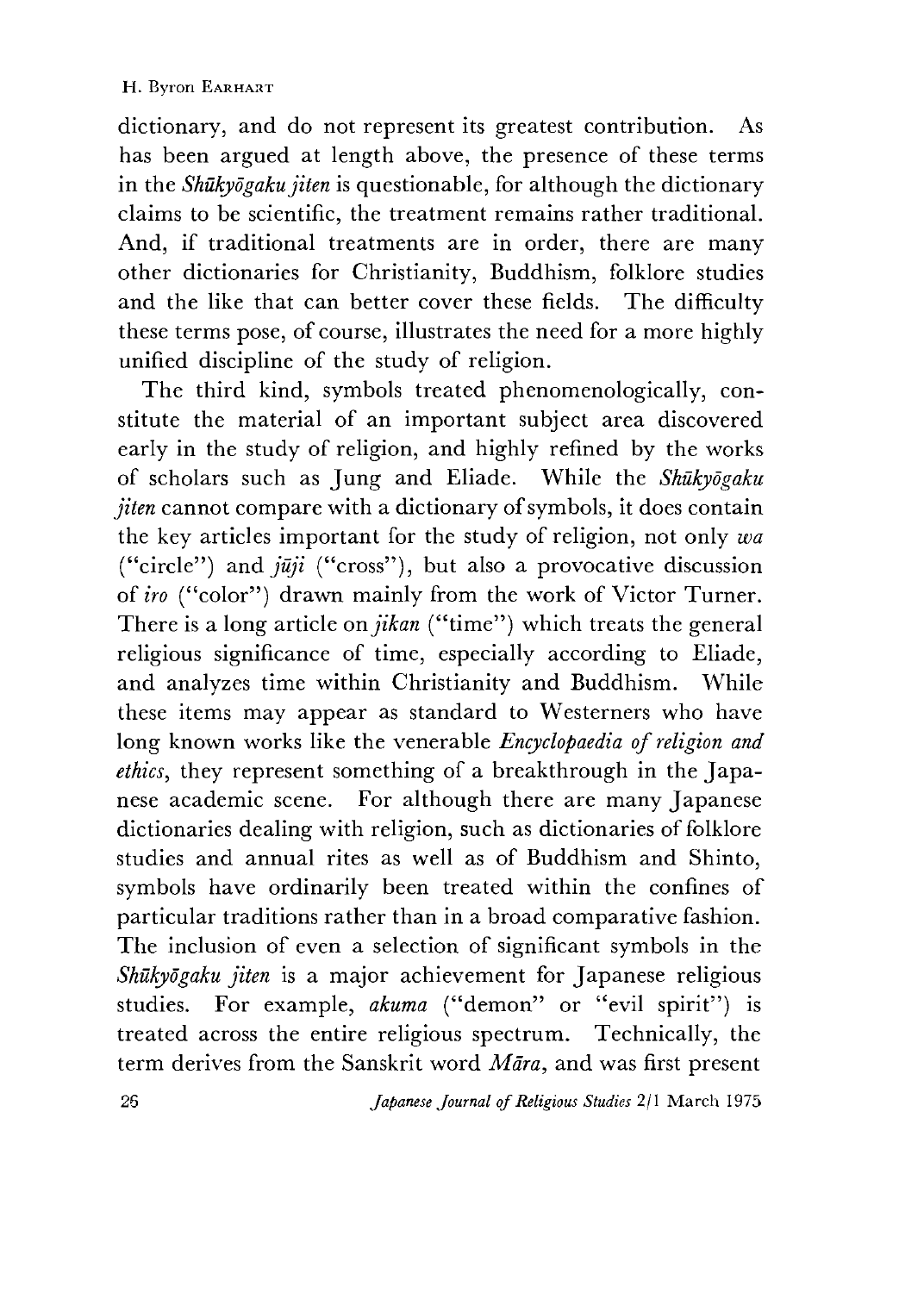dictionary, and do not represent its greatest contribution. As has been argued at length above, the presence of these terms in the *Shūkyōgaku jiten* is questionable, for although the dictionary claims to be scientific, the treatment remains rather traditional. And, if traditional treatments are in order, there are many other dictionaries for Christianity, Buddhism, folklore studies and the like that can better cover these fields. The difficulty these terms pose, of course, illustrates the need for a more highly unified discipline of the study of religion.

The third kind, symbols treated phenomenologically, constitute the material of an important subject area discovered early in the study of religion, and highly refined by the works of scholars such as Jung and Eliade. While the *Shūkyōgaku jiten* cannot compare with a dictionary of symbols, it does contain the key articles important for the study of religion, not only *wa* ("circle") and *jūji* ("cross"), but also a provocative discussion of *iro* ("color") drawn mainly from the work of Victor Turner. There is a long article on *jikan* ("time") which treats the general religious significance of time, especially according to Eliade, and analyzes time within Christianity and Buddhism. While these items may appear as standard to Westerners who have long known works like the venerable *Encyclopaedia of religion and ethics*, they represent something of a breakthrough in the Japanese academic scene. For although there are many Japanese dictionaries dealing with religion, such as dictionaries of folklore studies and annual rites as well as of Buddhism and Shinto, symbols have ordinarily been treated within the confines of particular traditions rather than in a broad comparative fashion. The inclusion of even a selection of significant symbols in the *Shūkyōgaku jiten* is a major achievement for Japanese religious studies. For example, *akuma* ("demon" or "evil spirit") is treated across the entire religious spectrum. Technically, the term derives from the Sanskrit word *Māra*, and was first present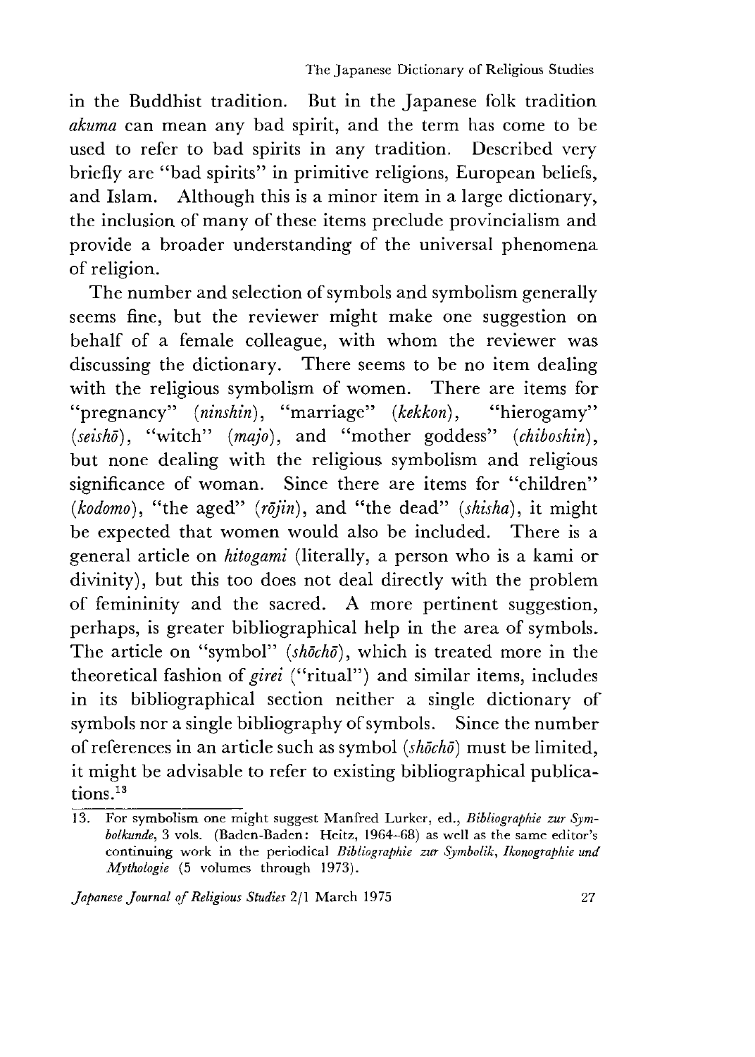in the Buddhist tradition. But in the Japanese folk tradition *akuma* can mean any bad spirit, and the term has come to be used to refer to bad spirits in any tradition. Described very briefly are "bad spirits" in primitive religions, European beliefs, and Islam. Although this is a minor item in a large dictionary, the inclusion of many of these items preclude provincialism and provide a broader understanding of the universal phenomena of religion.

The number and selection of symbols and symbolism generally seems fine, but the reviewer might make one suggestion on behalf of a female colleague, with whom the reviewer was discussing the dictionary. There seems to be no item dealing with the religious symbolism of women. There are items for "pregnancy" (*ninshin*), "marriage" (*kekkon*), "hierogamy" (*seishō*), "witch" (*majo*), and "mother goddess" (*chiboshin*), but none dealing with the religious symbolism and religious significance of woman. Since there are items for "children" (*kodomo*), "the aged" (*rōjin*), and "the dead" (*shisha*), it might be expected that women would also be included. There is a general article on *hitogami* (literally, a person who is a kami or divinity), but this too does not deal directly with the problem of femininity and the sacred. A more pertinent suggestion, perhaps, is greater bibliographical help in the area of symbols. The article on "symbol" (*shōchō*), which is treated more in the theoretical fashion of *girei* ("ritual") and similar items, includes in its bibliographical section neither a single dictionary of symbols nor a single bibliography of symbols. Since the number of references in an article such as symbol (*shōchō*) must be limited, it might be advisable to refer to existing bibliographical publications.[13]

13. For symbolism one might suggest Manfred Lurker, ed., *Bibliographie zur Symbolkunde*, 3 vols. (Baden-Baden: Heitz, 1964–68) as well as the same editor's continuing work in the periodical *Bibliographie zur Symbolik, Ikonographie und Mythologie* (5 volumes through 1973).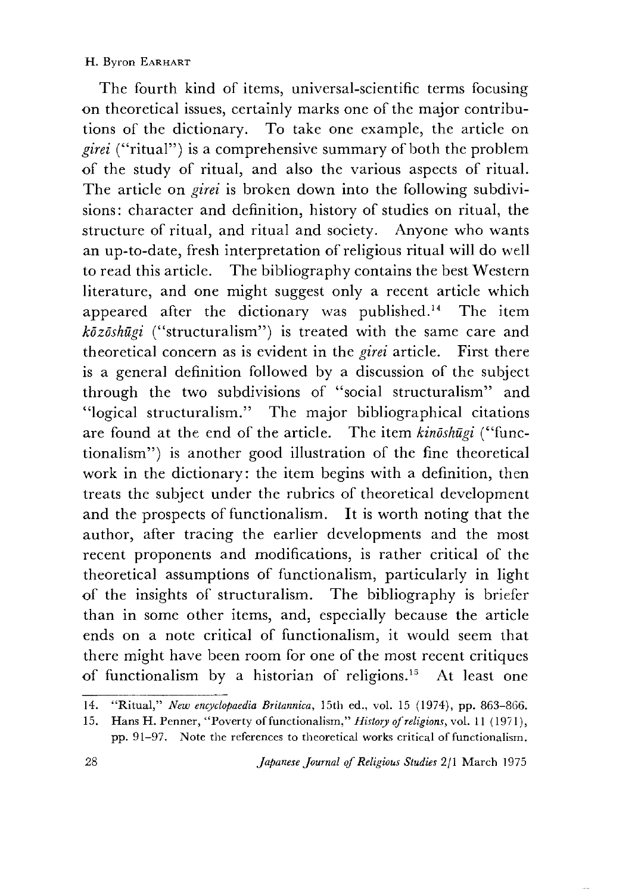The fourth kind of items, universal-scientific terms focusing on theoretical issues, certainly marks one of the major contributions of the dictionary. To take one example, the article on *girei* ("ritual") is a comprehensive summary of both the problem of the study of ritual, and also the various aspects of ritual. The article on *girei* is broken down into the following subdivisions: character and definition, history of studies on ritual, the structure of ritual, and ritual and society. Anyone who wants an up-to-date, fresh interpretation of religious ritual will do well to read this article. The bibliography contains the best Western literature, and one might suggest only a recent article which appeared after the dictionary was published.[14] The item *kōzōshūgi* ("structuralism") is treated with the same care and theoretical concern as is evident in the *girei* article. First there is a general definition followed by a discussion of the subject through the two subdivisions of "social structuralism" and "logical structuralism." The major bibliographical citations are found at the end of the article. The item *kinōshūgi* ("functionalism") is another good illustration of the fine theoretical work in the dictionary: the item begins with a definition, then treats the subject under the rubrics of theoretical development and the prospects of functionalism. It is worth noting that the author, after tracing the earlier developments and the most recent proponents and modifications, is rather critical of the theoretical assumptions of functionalism, particularly in light of the insights of structuralism. The bibliography is briefer than in some other items, and, especially because the article ends on a note critical of functionalism, it would seem that there might have been room for one of the most recent critiques of functionalism by a historian of religions.[15] At least one

---

14. "Ritual," *New encyclopaedia Britannica*, 15th ed., vol. 15 (1974), pp. 863–866.

15. Hans H. Penner, "Poverty of functionalism," *History of religions*, vol. 11 (1971), pp. 91–97. Note the references to theoretical works critical of functionalism.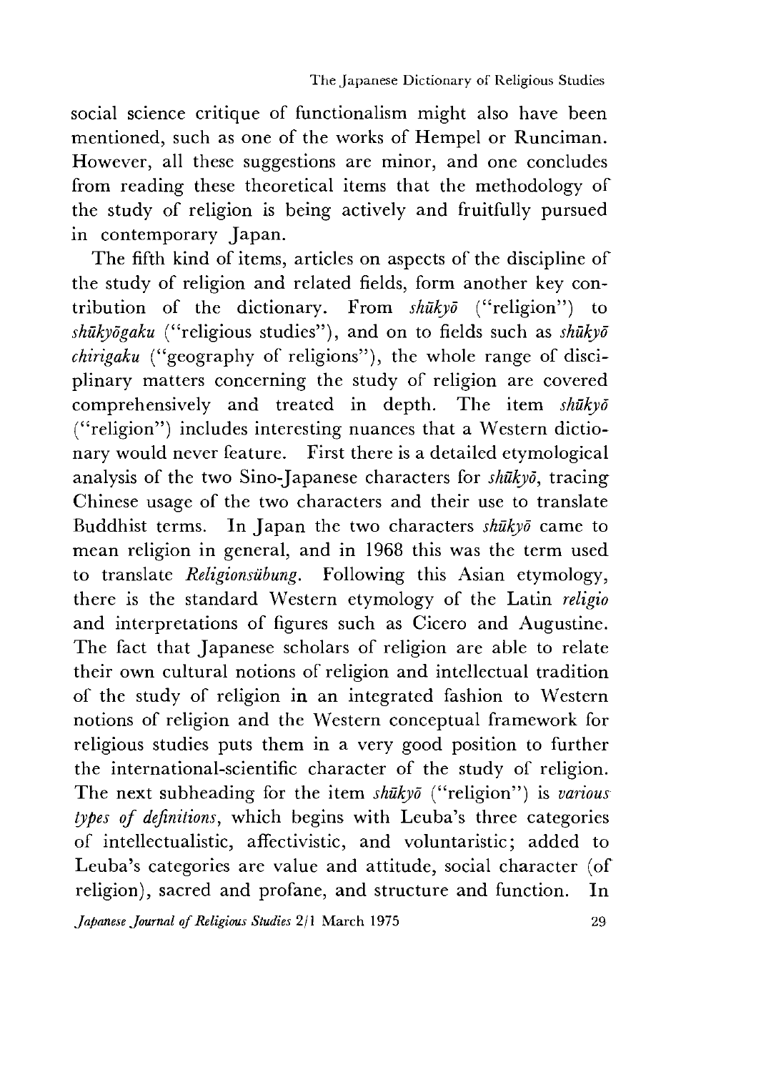social science critique of functionalism might also have been mentioned, such as one of the works of Hempel or Runciman. However, all these suggestions are minor, and one concludes from reading these theoretical items that the methodology of the study of religion is being actively and fruitfully pursued in contemporary Japan.

The fifth kind of items, articles on aspects of the discipline of the study of religion and related fields, form another key contribution of the dictionary. From *shūkyō* ("religion") to *shūkyōgaku* ("religious studies"), and on to fields such as *shūkyō chirigaku* ("geography of religions"), the whole range of disciplinary matters concerning the study of religion are covered comprehensively and treated in depth. The item *shūkyō* ("religion") includes interesting nuances that a Western dictionary would never feature. First there is a detailed etymological analysis of the two Sino-Japanese characters for *shūkyō*, tracing Chinese usage of the two characters and their use to translate Buddhist terms. In Japan the two characters *shūkyō* came to mean religion in general, and in 1968 this was the term used to translate *Religionsübung*. Following this Asian etymology, there is the standard Western etymology of the Latin *religio* and interpretations of figures such as Cicero and Augustine. The fact that Japanese scholars of religion are able to relate their own cultural notions of religion and intellectual tradition of the study of religion in an integrated fashion to Western notions of religion and the Western conceptual framework for religious studies puts them in a very good position to further the international-scientific character of the study of religion. The next subheading for the item *shūkyō* ("religion") is *various types of definitions*, which begins with Leuba's three categories of intellectualistic, affectivistic, and voluntaristic; added to Leuba's categories are value and attitude, social character (of religion), sacred and profane, and structure and function. In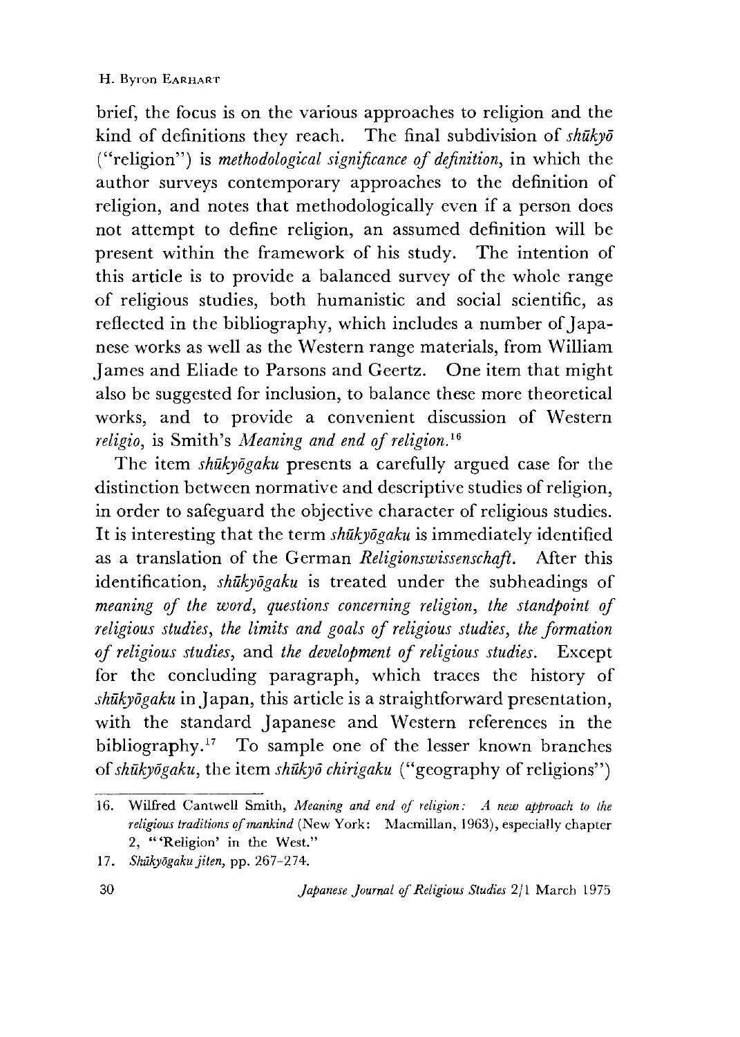brief, the focus is on the various approaches to religion and the kind of definitions they reach. The final subdivision of *shūkyō* ("religion") is *methodological significance of definition*, in which the author surveys contemporary approaches to the definition of religion, and notes that methodologically even if a person does not attempt to define religion, an assumed definition will be present within the framework of his study. The intention of this article is to provide a balanced survey of the whole range of religious studies, both humanistic and social scientific, as reflected in the bibliography, which includes a number of Japanese works as well as the Western range materials, from William James and Eliade to Parsons and Geertz. One item that might also be suggested for inclusion, to balance these more theoretical works, and to provide a convenient discussion of Western *religio*, is Smith's *Meaning and end of religion.*[16]

The item *shūkyōgaku* presents a carefully argued case for the distinction between normative and descriptive studies of religion, in order to safeguard the objective character of religious studies. It is interesting that the term *shūkyōgaku* is immediately identified as a translation of the German *Religionswissenschaft*. After this identification, *shūkyōgaku* is treated under the subheadings of *meaning of the word*, *questions concerning religion*, *the standpoint of religious studies*, *the limits and goals of religious studies*, *the formation of religious studies*, and *the development of religious studies*. Except for the concluding paragraph, which traces the history of *shūkyōgaku* in Japan, this article is a straightforward presentation, with the standard Japanese and Western references in the bibliography.[17] To sample one of the lesser known branches of *shūkyōgaku*, the item *shūkyō chirigaku* ("geography of religions")

---

16. Wilfred Cantwell Smith, *Meaning and end of religion: A new approach to the religious traditions of mankind* (New York: Macmillan, 1963), especially chapter 2, "'Religion' in the West."

17. *Shūkyōgaku jiten*, pp. 267–274.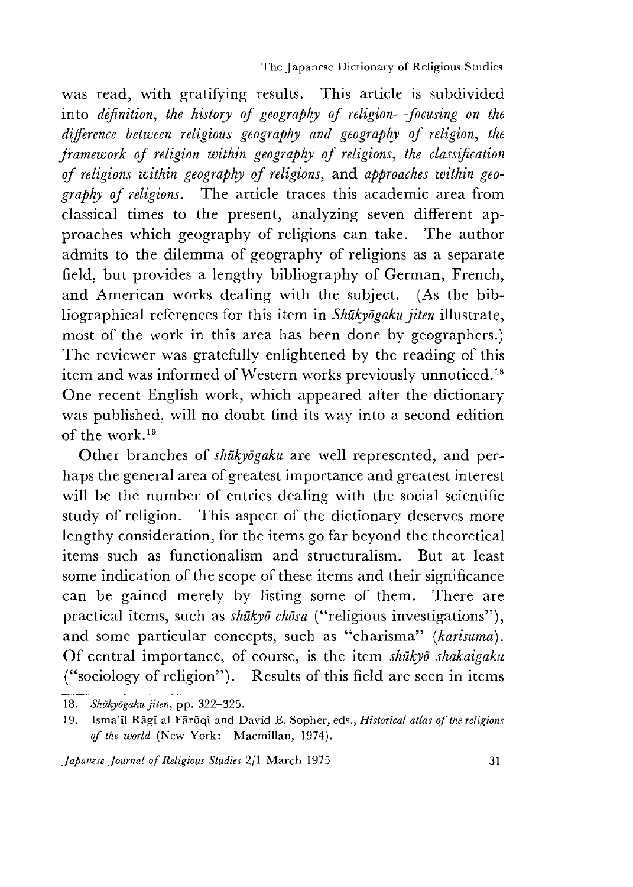was read, with gratifying results. This article is subdivided into *définition*, *the history of geography of religion—focusing on the difference between religious geography and geography of religion*, *the framework of religion within geography of religions*, *the classification of religions within geography of religions*, and *approaches within geography of religions*. The article traces this academic area from classical times to the present, analyzing seven different approaches which geography of religions can take. The author admits to the dilemma of geography of religions as a separate field, but provides a lengthy bibliography of German, French, and American works dealing with the subject. (As the bibliographical references for this item in *Shūkyōgaku jiten* illustrate, most of the work in this area has been done by geographers.) The reviewer was gratefully enlightened by the reading of this item and was informed of Western works previously unnoticed.[18] One recent English work, which appeared after the dictionary was published, will no doubt find its way into a second edition of the work.[19]

Other branches of *shūkyōgaku* are well represented, and perhaps the general area of greatest importance and greatest interest will be the number of entries dealing with the social scientific study of religion. This aspect of the dictionary deserves more lengthy consideration, for the items go far beyond the theoretical items such as functionalism and structuralism. But at least some indication of the scope of these items and their significance can be gained merely by listing some of them. There are practical items, such as *shūkyō chōsa* ("religious investigations"), and some particular concepts, such as "charisma" (*karisuma*). Of central importance, of course, is the item *shūkyō shakaigaku* ("sociology of religion"). Results of this field are seen in items

---

18. *Shūkyōgaku jiten*, pp. 322–325.

19. Isma'īl Rāgī al Fārūqī and David E. Sopher, eds., *Historical atlas of the religions of the world* (New York: Macmillan, 1974).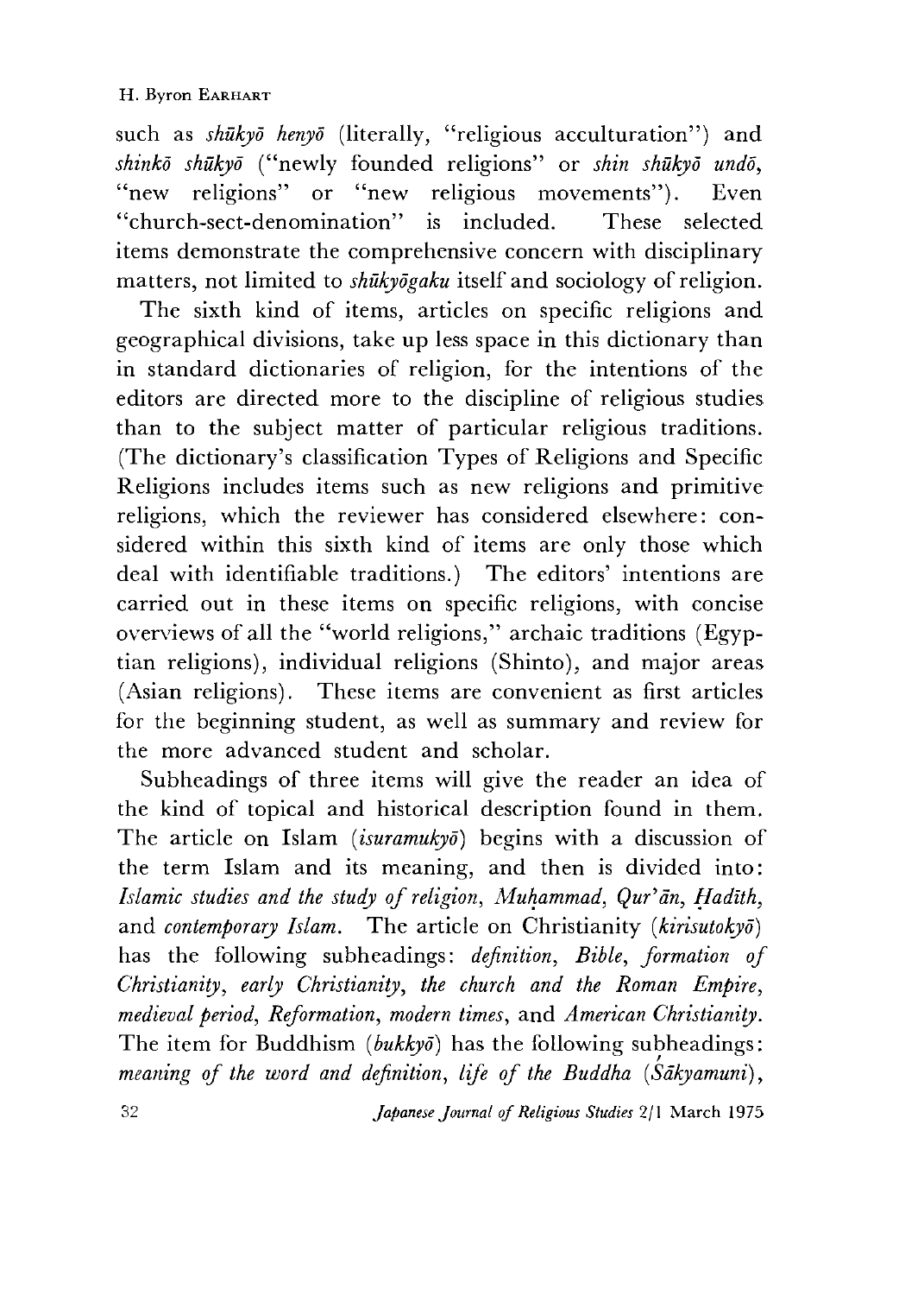such as *shūkyō henyō* (literally, "religious acculturation") and *shinkō shūkyō* ("newly founded religions" or *shin shūkyō undō*, "new religions" or "new religious movements"). Even "church-sect-denomination" is included. These selected items demonstrate the comprehensive concern with disciplinary matters, not limited to *shūkyōgaku* itself and sociology of religion.

The sixth kind of items, articles on specific religions and geographical divisions, take up less space in this dictionary than in standard dictionaries of religion, for the intentions of the editors are directed more to the discipline of religious studies than to the subject matter of particular religious traditions. (The dictionary's classification Types of Religions and Specific Religions includes items such as new religions and primitive religions, which the reviewer has considered elsewhere: considered within this sixth kind of items are only those which deal with identifiable traditions.) The editors' intentions are carried out in these items on specific religions, with concise overviews of all the "world religions," archaic traditions (Egyptian religions), individual religions (Shinto), and major areas (Asian religions). These items are convenient as first articles for the beginning student, as well as summary and review for the more advanced student and scholar.

Subheadings of three items will give the reader an idea of the kind of topical and historical description found in them. The article on Islam (*isuramukyō*) begins with a discussion of the term Islam and its meaning, and then is divided into: *Islamic studies and the study of religion*, *Muḥammad*, *Qur'ān*, *Ḥadīth*, and *contemporary Islam*. The article on Christianity (*kirisutokyō*) has the following subheadings: *definition*, *Bible*, *formation of Christianity*, *early Christianity*, *the church and the Roman Empire*, *medieval period*, *Reformation*, *modern times*, and *American Christianity*. The item for Buddhism (*bukkyō*) has the following subheadings: *meaning of the word and definition*, *life of the Buddha (Śākyamuni)*,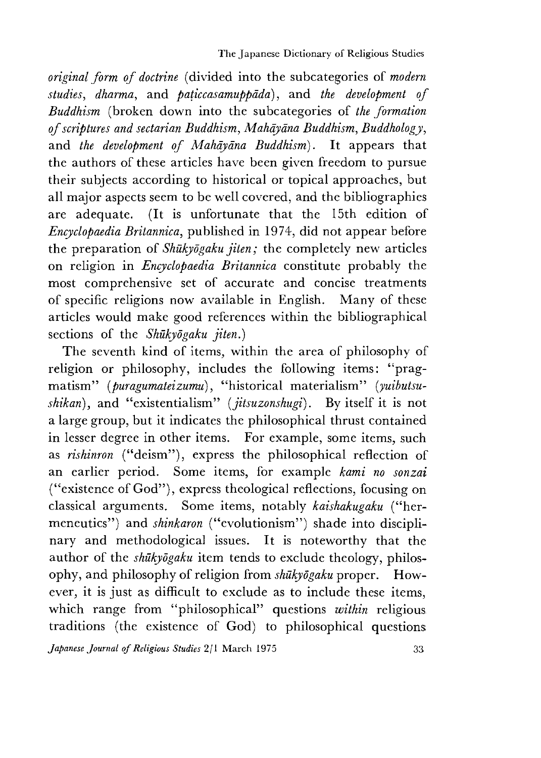*original form of doctrine* (divided into the subcategories of *modern studies*, *dharma*, and *paṭiccasamuppāda*), and *the development of Buddhism* (broken down into the subcategories of *the formation of scriptures and sectarian Buddhism*, *Mahāyāna Buddhism*, *Buddhology*, and *the development of Mahāyāna Buddhism*). It appears that the authors of these articles have been given freedom to pursue their subjects according to historical or topical approaches, but all major aspects seem to be well covered, and the bibliographies are adequate. (It is unfortunate that the 15th edition of *Encyclopaedia Britannica*, published in 1974, did not appear before the preparation of *Shūkyōgaku jiten;* the completely new articles on religion in *Encyclopaedia Britannica* constitute probably the most comprehensive set of accurate and concise treatments of specific religions now available in English. Many of these articles would make good references within the bibliographical sections of the *Shūkyōgaku jiten*.)

The seventh kind of items, within the area of philosophy of religion or philosophy, includes the following items: "pragmatism" (*puragumateizumu*), "historical materialism" (*yuibutsushikan*), and "existentialism" (*jitsuzonshugi*). By itself it is not a large group, but it indicates the philosophical thrust contained in lesser degree in other items. For example, some items, such as *rishinron* ("deism"), express the philosophical reflection of an earlier period. Some items, for example *kami no sonzai* ("existence of God"), express theological reflections, focusing on classical arguments. Some items, notably *kaishakugaku* ("hermeneutics") and *shinkaron* ("evolutionism") shade into disciplinary and methodological issues. It is noteworthy that the author of the *shūkyōgaku* item tends to exclude theology, philosophy, and philosophy of religion from *shūkyōgaku* proper. However, it is just as difficult to exclude as to include these items, which range from "philosophical" questions *within* religious traditions (the existence of God) to philosophical questions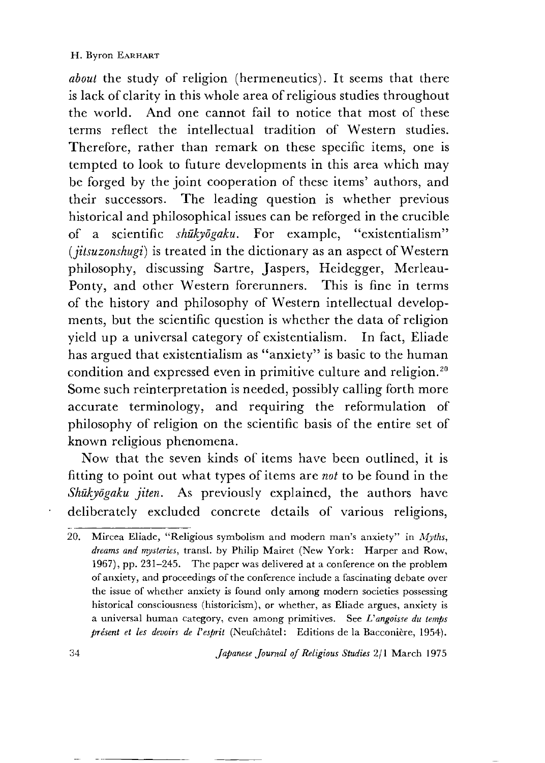*about* the study of religion (hermeneutics). It seems that there is lack of clarity in this whole area of religious studies throughout the world. And one cannot fail to notice that most of these terms reflect the intellectual tradition of Western studies. Therefore, rather than remark on these specific items, one is tempted to look to future developments in this area which may be forged by the joint cooperation of these items' authors, and their successors. The leading question is whether previous historical and philosophical issues can be reforged in the crucible of a scientific *shūkyōgaku*. For example, "existentialism" (*jitsuzonshugi*) is treated in the dictionary as an aspect of Western philosophy, discussing Sartre, Jaspers, Heidegger, Merleau-Ponty, and other Western forerunners. This is fine in terms of the history and philosophy of Western intellectual developments, but the scientific question is whether the data of religion yield up a universal category of existentialism. In fact, Eliade has argued that existentialism as "anxiety" is basic to the human condition and expressed even in primitive culture and religion.[20] Some such reinterpretation is needed, possibly calling forth more accurate terminology, and requiring the reformulation of philosophy of religion on the scientific basis of the entire set of known religious phenomena.

Now that the seven kinds of items have been outlined, it is fitting to point out what types of items are *not* to be found in the *Shūkyōgaku jiten*. As previously explained, the authors have deliberately excluded concrete details of various religions,

---

20. Mircea Eliade, "Religious symbolism and modern man's anxiety" in *Myths, dreams and mysteries*, transl. by Philip Mairet (New York: Harper and Row, 1967), pp. 231–245. The paper was delivered at a conference on the problem of anxiety, and proceedings of the conference include a fascinating debate over the issue of whether anxiety is found only among modern societies possessing historical consciousness (historicism), or whether, as Eliade argues, anxiety is a universal human category, even among primitives. See *L'angoisse du temps présent et les devoirs de l'esprit* (Neufchâtel: Editions de la Bacconière, 1954).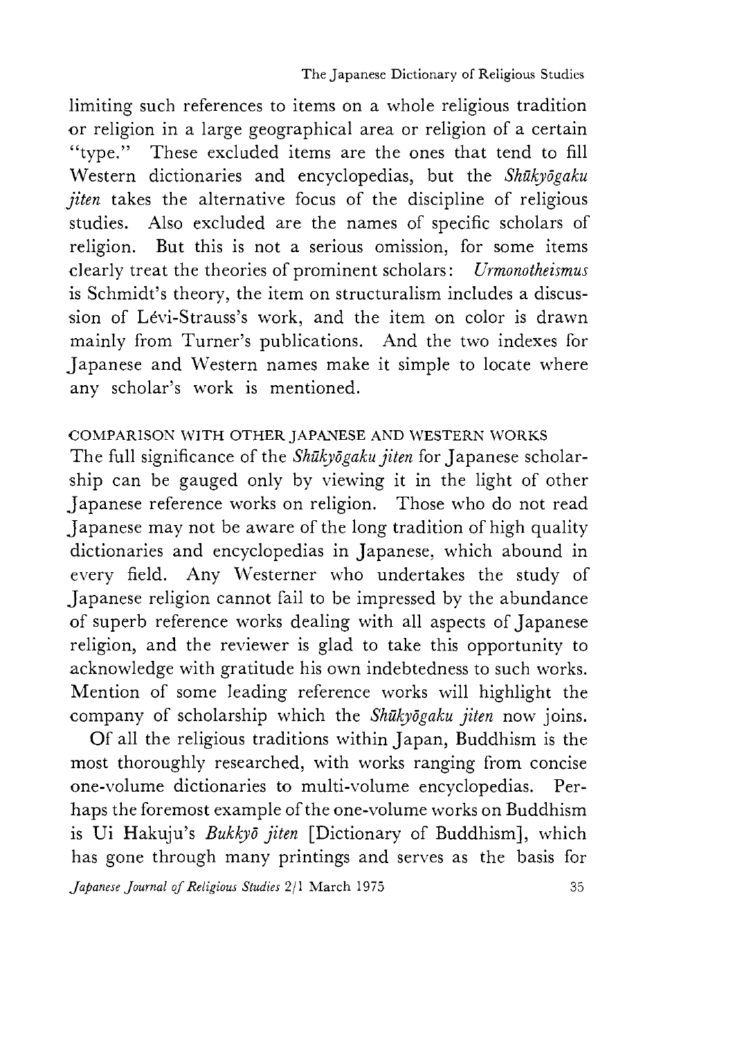limiting such references to items on a whole religious tradition or religion in a large geographical area or religion of a certain "type." These excluded items are the ones that tend to fill Western dictionaries and encyclopedias, but the *Shūkyōgaku jiten* takes the alternative focus of the discipline of religious studies. Also excluded are the names of specific scholars of religion. But this is not a serious omission, for some items clearly treat the theories of prominent scholars: *Urmonotheismus* is Schmidt's theory, the item on structuralism includes a discussion of Lévi-Strauss's work, and the item on color is drawn mainly from Turner's publications. And the two indexes for Japanese and Western names make it simple to locate where any scholar's work is mentioned.

## COMPARISON WITH OTHER JAPANESE AND WESTERN WORKS

The full significance of the *Shūkyōgaku jiten* for Japanese scholarship can be gauged only by viewing it in the light of other Japanese reference works on religion. Those who do not read Japanese may not be aware of the long tradition of high quality dictionaries and encyclopedias in Japanese, which abound in every field. Any Westerner who undertakes the study of Japanese religion cannot fail to be impressed by the abundance of superb reference works dealing with all aspects of Japanese religion, and the reviewer is glad to take this opportunity to acknowledge with gratitude his own indebtedness to such works. Mention of some leading reference works will highlight the company of scholarship which the *Shūkyōgaku jiten* now joins.

Of all the religious traditions within Japan, Buddhism is the most thoroughly researched, with works ranging from concise one-volume dictionaries to multi-volume encyclopedias. Perhaps the foremost example of the one-volume works on Buddhism is Ui Hakuju's *Bukkyō jiten* [Dictionary of Buddhism], which has gone through many printings and serves as the basis for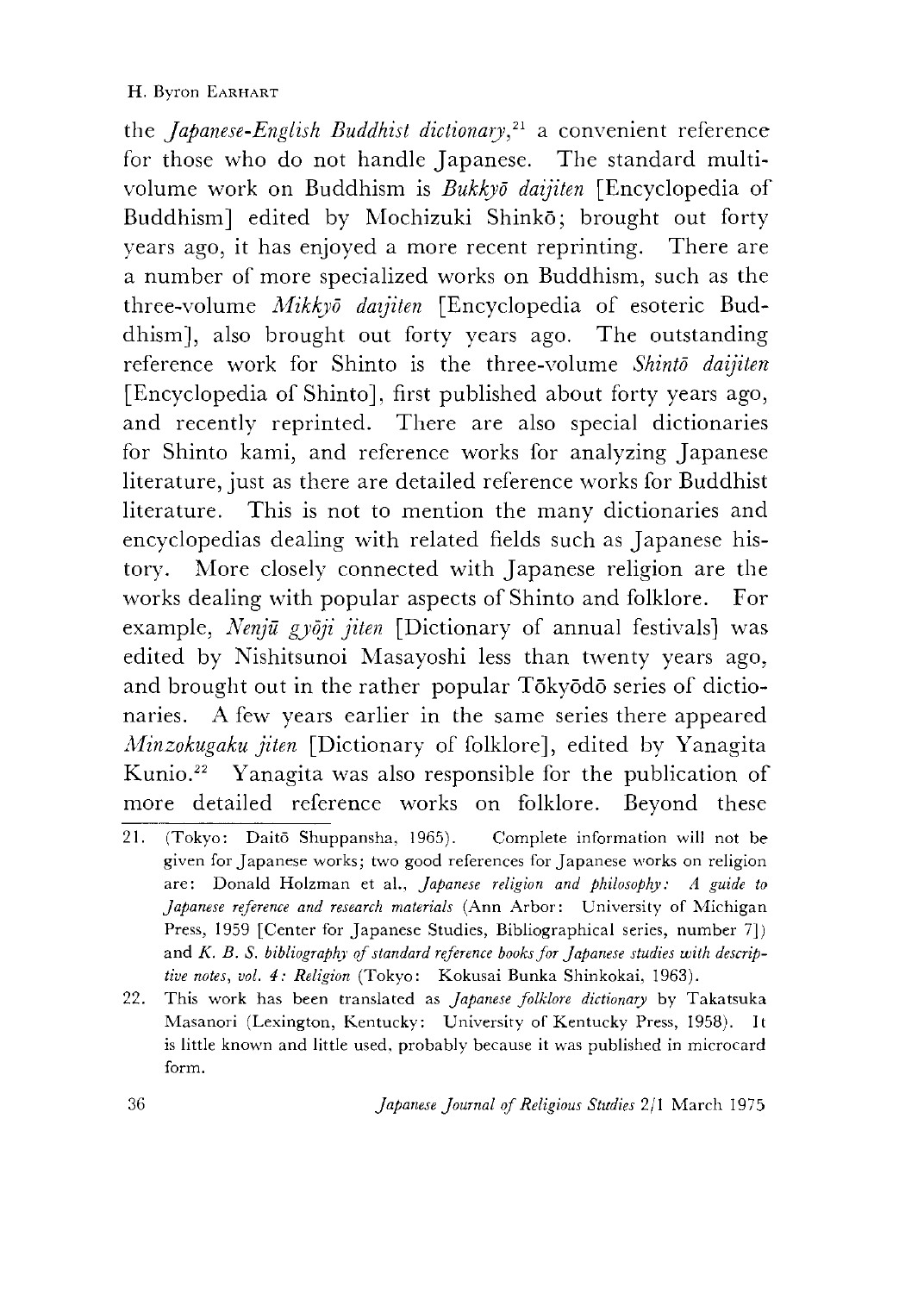the *Japanese-English Buddhist dictionary*,[21] a convenient reference for those who do not handle Japanese. The standard multi-volume work on Buddhism is *Bukkyō daijiten* [Encyclopedia of Buddhism] edited by Mochizuki Shinkō; brought out forty years ago, it has enjoyed a more recent reprinting. There are a number of more specialized works on Buddhism, such as the three-volume *Mikkyō daijiten* [Encyclopedia of esoteric Buddhism], also brought out forty years ago. The outstanding reference work for Shinto is the three-volume *Shintō daijiten* [Encyclopedia of Shinto], first published about forty years ago, and recently reprinted. There are also special dictionaries for Shinto kami, and reference works for analyzing Japanese literature, just as there are detailed reference works for Buddhist literature. This is not to mention the many dictionaries and encyclopedias dealing with related fields such as Japanese history. More closely connected with Japanese religion are the works dealing with popular aspects of Shinto and folklore. For example, *Nenjū gyōji jiten* [Dictionary of annual festivals] was edited by Nishitsunoi Masayoshi less than twenty years ago, and brought out in the rather popular Tōkyōdō series of dictionaries. A few years earlier in the same series there appeared *Minzokugaku jiten* [Dictionary of folklore], edited by Yanagita Kunio.[22] Yanagita was also responsible for the publication of more detailed reference works on folklore. Beyond these

21. (Tokyo: Daitō Shuppansha, 1965). Complete information will not be given for Japanese works; two good references for Japanese works on religion are: Donald Holzman et al., *Japanese religion and philosophy: A guide to Japanese reference and research materials* (Ann Arbor: University of Michigan Press, 1959 [Center for Japanese Studies, Bibliographical series, number 7]) and *K. B. S. bibliography of standard reference books for Japanese studies with descriptive notes, vol. 4: Religion* (Tokyo: Kokusai Bunka Shinkokai, 1963).

22. This work has been translated as *Japanese folklore dictionary* by Takatsuka Masanori (Lexington, Kentucky: University of Kentucky Press, 1958). It is little known and little used, probably because it was published in microcard form.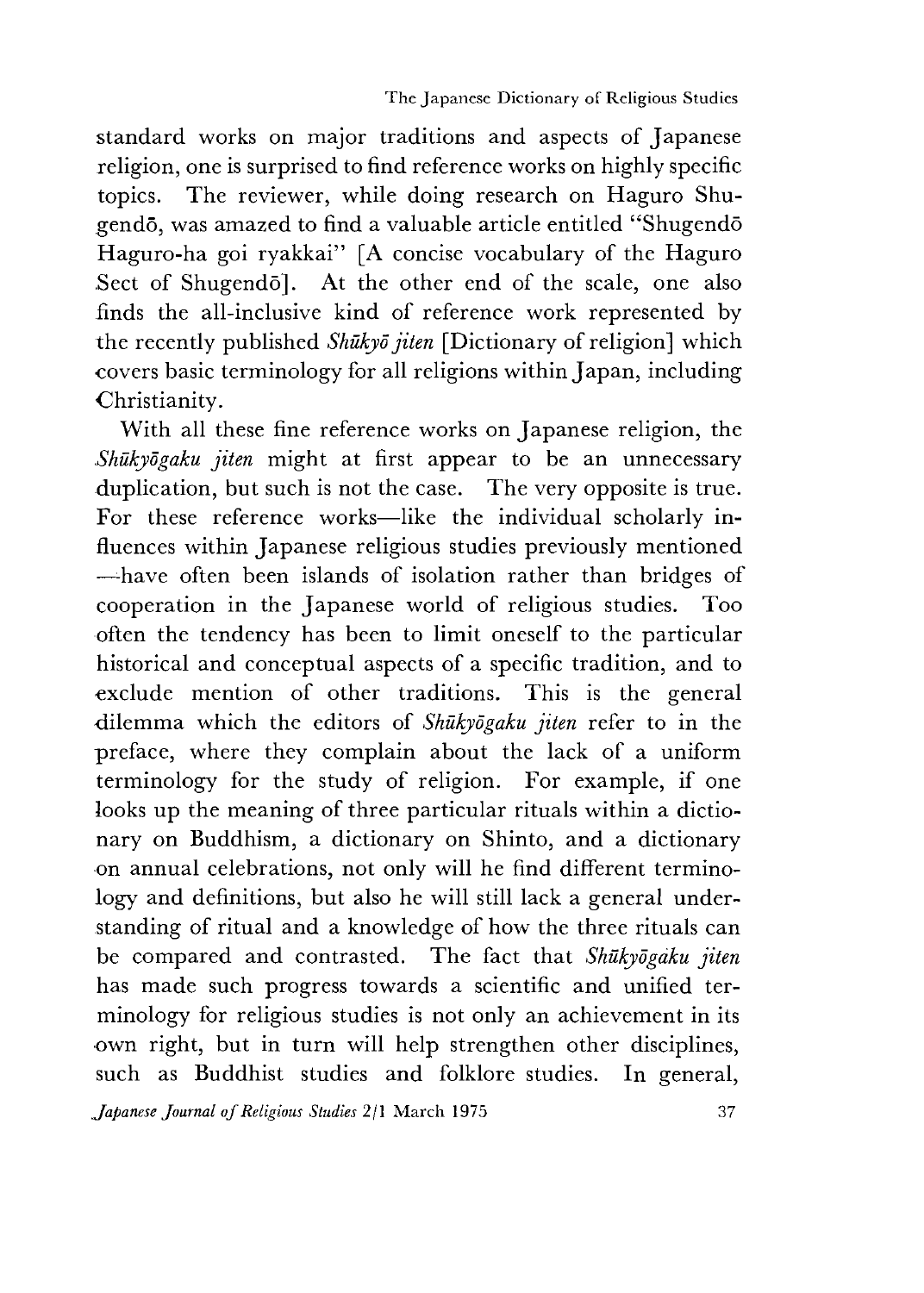standard works on major traditions and aspects of Japanese religion, one is surprised to find reference works on highly specific topics. The reviewer, while doing research on Haguro Shugendō, was amazed to find a valuable article entitled "Shugendō Haguro-ha goi ryakkai" [A concise vocabulary of the Haguro Sect of Shugendō]. At the other end of the scale, one also finds the all-inclusive kind of reference work represented by the recently published *Shūkyō jiten* [Dictionary of religion] which covers basic terminology for all religions within Japan, including Christianity.

With all these fine reference works on Japanese religion, the *Shūkyōgaku jiten* might at first appear to be an unnecessary duplication, but such is not the case. The very opposite is true. For these reference works—like the individual scholarly influences within Japanese religious studies previously mentioned—have often been islands of isolation rather than bridges of cooperation in the Japanese world of religious studies. Too often the tendency has been to limit oneself to the particular historical and conceptual aspects of a specific tradition, and to exclude mention of other traditions. This is the general dilemma which the editors of *Shūkyōgaku jiten* refer to in the preface, where they complain about the lack of a uniform terminology for the study of religion. For example, if one looks up the meaning of three particular rituals within a dictionary on Buddhism, a dictionary on Shinto, and a dictionary on annual celebrations, not only will he find different terminology and definitions, but also he will still lack a general understanding of ritual and a knowledge of how the three rituals can be compared and contrasted. The fact that *Shūkyōgaku jiten* has made such progress towards a scientific and unified terminology for religious studies is not only an achievement in its own right, but in turn will help strengthen other disciplines, such as Buddhist studies and folklore studies. In general,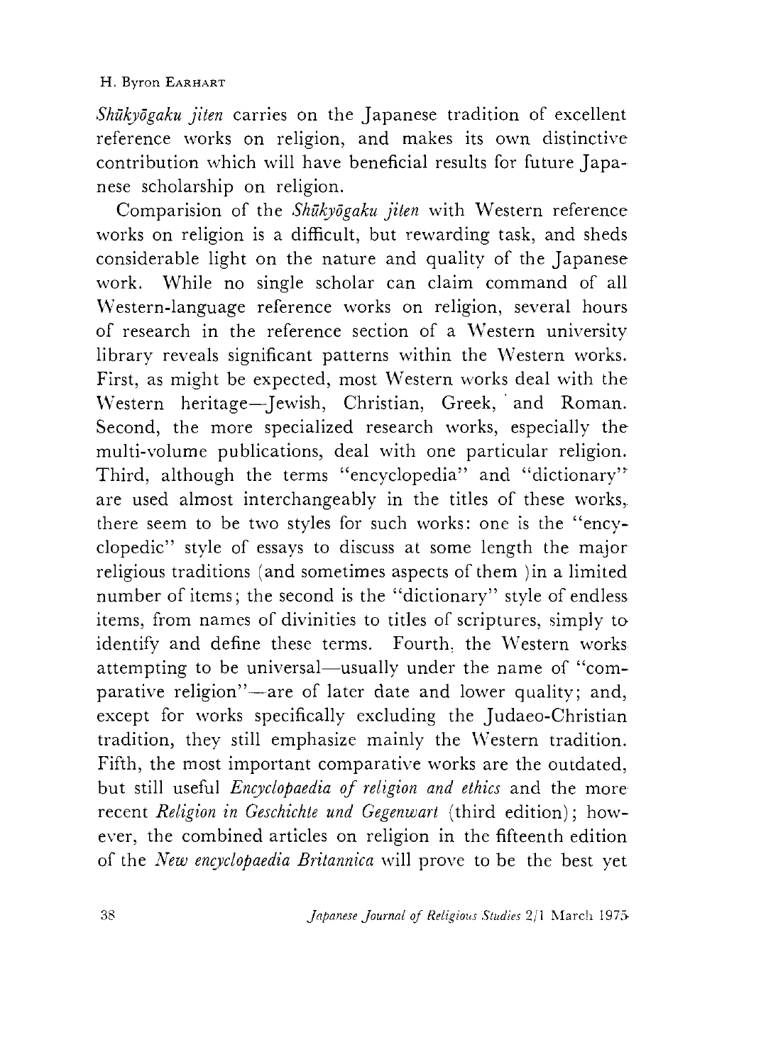*Shūkyōgaku jiten* carries on the Japanese tradition of excellent reference works on religion, and makes its own distinctive contribution which will have beneficial results for future Japanese scholarship on religion.

Comparision of the *Shūkyōgaku jiten* with Western reference works on religion is a difficult, but rewarding task, and sheds considerable light on the nature and quality of the Japanese work. While no single scholar can claim command of all Western-language reference works on religion, several hours of research in the reference section of a Western university library reveals significant patterns within the Western works. First, as might be expected, most Western works deal with the Western heritage—Jewish, Christian, Greek, and Roman. Second, the more specialized research works, especially the multi-volume publications, deal with one particular religion. Third, although the terms "encyclopedia" and "dictionary" are used almost interchangeably in the titles of these works, there seem to be two styles for such works: one is the "encyclopedic" style of essays to discuss at some length the major religious traditions (and sometimes aspects of them )in a limited number of items; the second is the "dictionary" style of endless items, from names of divinities to titles of scriptures, simply to identify and define these terms. Fourth, the Western works attempting to be universal—usually under the name of "comparative religion"—are of later date and lower quality; and, except for works specifically excluding the Judaeo-Christian tradition, they still emphasize mainly the Western tradition. Fifth, the most important comparative works are the outdated, but still useful *Encyclopaedia of religion and ethics* and the more recent *Religion in Geschichte und Gegenwart* (third edition); however, the combined articles on religion in the fifteenth edition of the *New encyclopaedia Britannica* will prove to be the best yet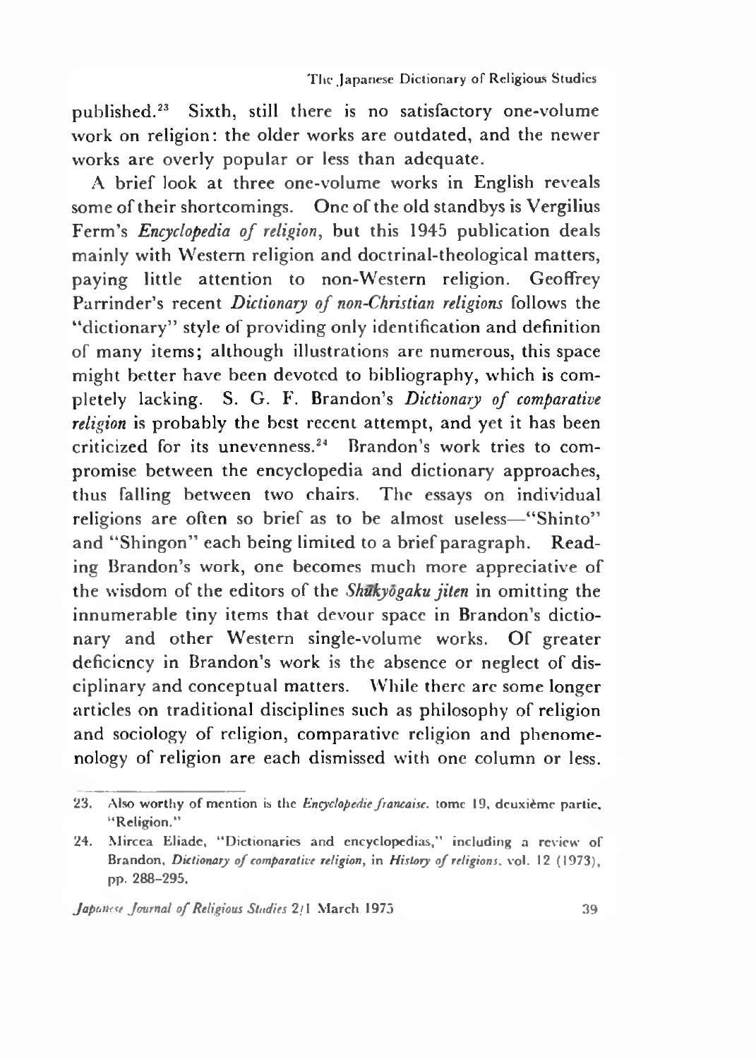published.[23] Sixth, still there is no satisfactory one-volume work on religion: the older works are outdated, and the newer works are overly popular or less than adequate.

A brief look at three one-volume works in English reveals some of their shortcomings. One of the old standbys is Vergilius Ferm's *Encyclopedia of religion*, but this 1945 publication deals mainly with Western religion and doctrinal-theological matters, paying little attention to non-Western religion. Geoffrey Parrinder's recent *Dictionary of non-Christian religions* follows the "dictionary" style of providing only identification and definition of many items; although illustrations are numerous, this space might better have been devoted to bibliography, which is completely lacking. S. G. F. Brandon's *Dictionary of comparative religion* is probably the best recent attempt, and yet it has been criticized for its unevenness.[24] Brandon's work tries to compromise between the encyclopedia and dictionary approaches, thus falling between two chairs. The essays on individual religions are often so brief as to be almost useless—"Shinto" and "Shingon" each being limited to a brief paragraph. Reading Brandon's work, one becomes much more appreciative of the wisdom of the editors of the *Shūkyōgaku jiten* in omitting the innumerable tiny items that devour space in Brandon's dictionary and other Western single-volume works. Of greater deficiency in Brandon's work is the absence or neglect of disciplinary and conceptual matters. While there are some longer articles on traditional disciplines such as philosophy of religion and sociology of religion, comparative religion and phenomenology of religion are each dismissed with one column or less.

---

23. Also worthy of mention is the *Encyclopedie francaise*. tome 19, deuxième partie, "Religion."

24. Mircea Eliade, "Dictionaries and encyclopedias," including a review of Brandon, *Dictionary of comparative religion*, in *History of religions*, vol. 12 (1973), pp. 288–295.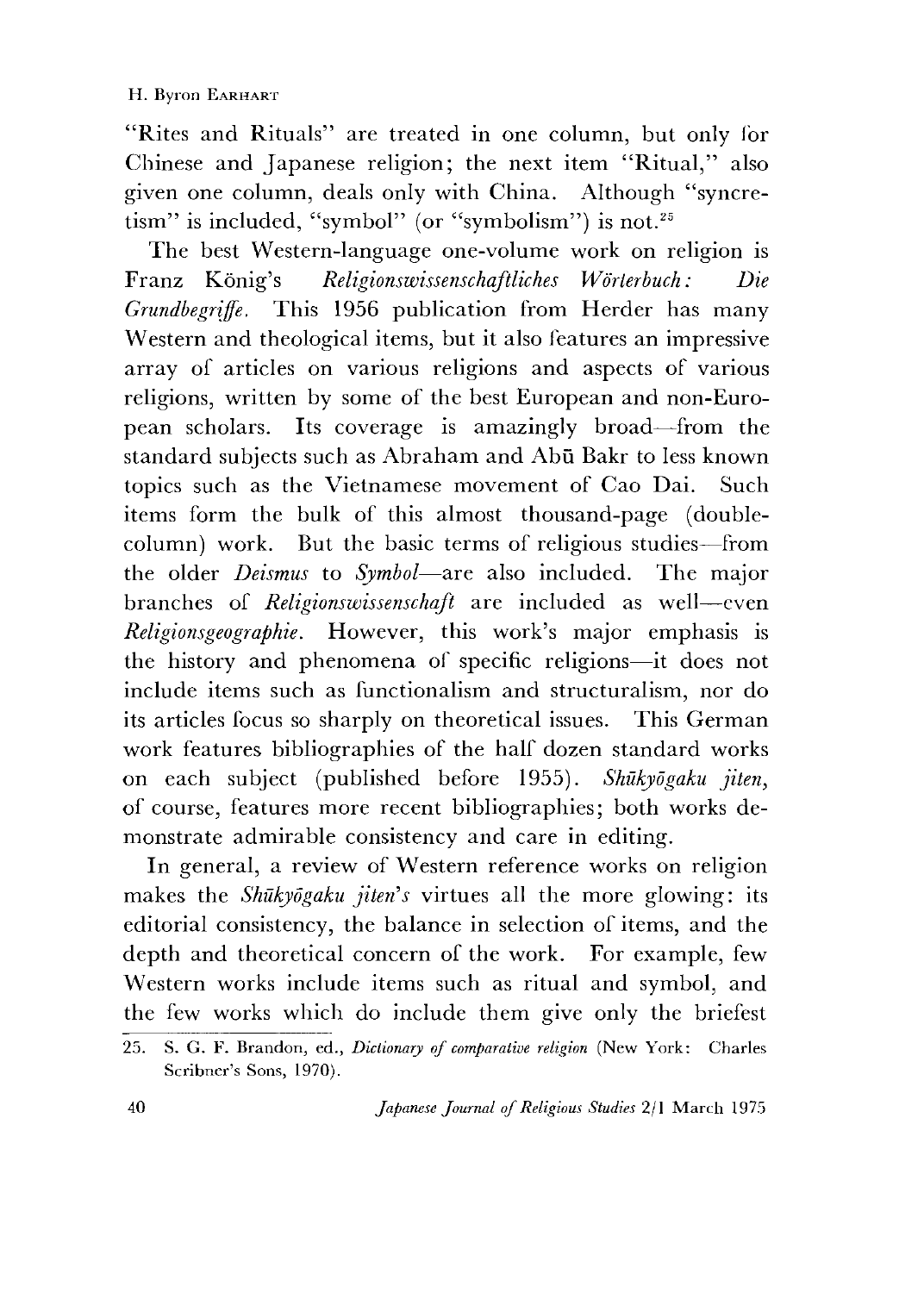"Rites and Rituals" are treated in one column, but only for Chinese and Japanese religion; the next item "Ritual," also given one column, deals only with China. Although "syncretism" is included, "symbol" (or "symbolism") is not.[25]

The best Western-language one-volume work on religion is Franz König's *Religionswissenschaftliches Wörterbuch: Die Grundbegriffe*. This 1956 publication from Herder has many Western and theological items, but it also features an impressive array of articles on various religions and aspects of various religions, written by some of the best European and non-European scholars. Its coverage is amazingly broad—from the standard subjects such as Abraham and Abū Bakr to less known topics such as the Vietnamese movement of Cao Dai. Such items form the bulk of this almost thousand-page (double-column) work. But the basic terms of religious studies—from the older *Deismus* to *Symbol*—are also included. The major branches of *Religionswissenschaft* are included as well—even *Religionsgeographie*. However, this work's major emphasis is the history and phenomena of specific religions—it does not include items such as functionalism and structuralism, nor do its articles focus so sharply on theoretical issues. This German work features bibliographies of the half dozen standard works on each subject (published before 1955). *Shūkyōgaku jiten*, of course, features more recent bibliographies; both works demonstrate admirable consistency and care in editing.

In general, a review of Western reference works on religion makes the *Shūkyōgaku jiten's* virtues all the more glowing: its editorial consistency, the balance in selection of items, and the depth and theoretical concern of the work. For example, few Western works include items such as ritual and symbol, and the few works which do include them give only the briefest

---

25. S. G. F. Brandon, ed., *Dictionary of comparative religion* (New York: Charles Scribner's Sons, 1970).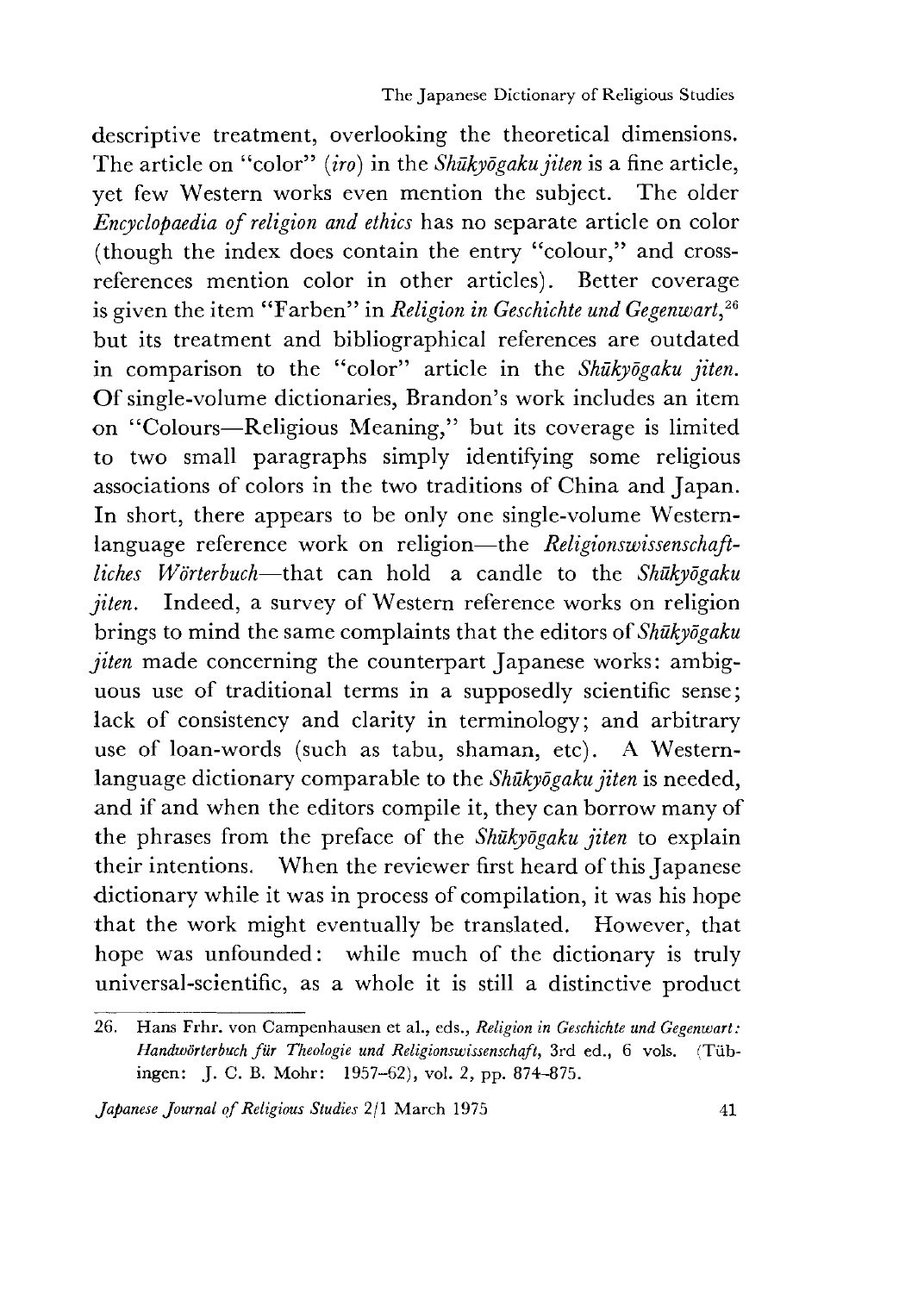descriptive treatment, overlooking the theoretical dimensions. The article on "color" (*iro*) in the *Shūkyōgaku jiten* is a fine article, yet few Western works even mention the subject. The older *Encyclopaedia of religion and ethics* has no separate article on color (though the index does contain the entry "colour," and cross-references mention color in other articles). Better coverage is given the item "Farben" in *Religion in Geschichte und Gegenwart*,[26] but its treatment and bibliographical references are outdated in comparison to the "color" article in the *Shūkyōgaku jiten*. Of single-volume dictionaries, Brandon's work includes an item on "Colours—Religious Meaning," but its coverage is limited to two small paragraphs simply identifying some religious associations of colors in the two traditions of China and Japan. In short, there appears to be only one single-volume Western-language reference work on religion—the *Religionswissenschaftliches Wörterbuch*—that can hold a candle to the *Shūkyōgaku jiten*. Indeed, a survey of Western reference works on religion brings to mind the same complaints that the editors of *Shūkyōgaku jiten* made concerning the counterpart Japanese works: ambiguous use of traditional terms in a supposedly scientific sense; lack of consistency and clarity in terminology; and arbitrary use of loan-words (such as tabu, shaman, etc). A Western-language dictionary comparable to the *Shūkyōgaku jiten* is needed, and if and when the editors compile it, they can borrow many of the phrases from the preface of the *Shūkyōgaku jiten* to explain their intentions. When the reviewer first heard of this Japanese dictionary while it was in process of compilation, it was his hope that the work might eventually be translated. However, that hope was unfounded: while much of the dictionary is truly universal-scientific, as a whole it is still a distinctive product

---

26. Hans Frhr. von Campenhausen et al., eds., *Religion in Geschichte und Gegenwart: Handwörterbuch für Theologie und Religionswissenschaft*, 3rd ed., 6 vols. (Tübingen: J. C. B. Mohr: 1957–62), vol. 2, pp. 874–875.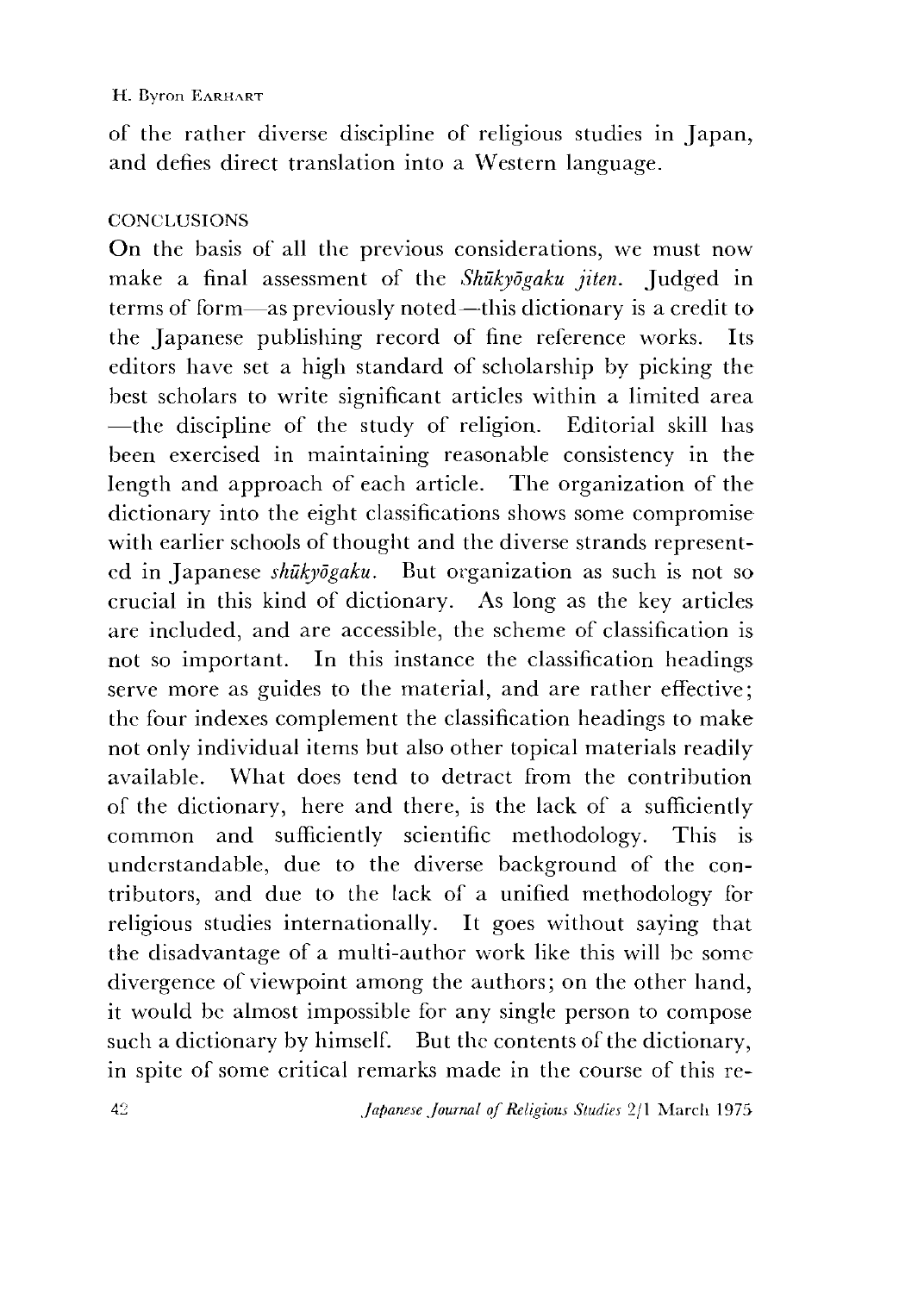of the rather diverse discipline of religious studies in Japan, and defies direct translation into a Western language.

## CONCLUSIONS

On the basis of all the previous considerations, we must now make a final assessment of the *Shūkyōgaku jiten*. Judged in terms of form—as previously noted—this dictionary is a credit to the Japanese publishing record of fine reference works. Its editors have set a high standard of scholarship by picking the best scholars to write significant articles within a limited area—the discipline of the study of religion. Editorial skill has been exercised in maintaining reasonable consistency in the length and approach of each article. The organization of the dictionary into the eight classifications shows some compromise with earlier schools of thought and the diverse strands represented in Japanese *shūkyōgaku*. But organization as such is not so crucial in this kind of dictionary. As long as the key articles are included, and are accessible, the scheme of classification is not so important. In this instance the classification headings serve more as guides to the material, and are rather effective; the four indexes complement the classification headings to make not only individual items but also other topical materials readily available. What does tend to detract from the contribution of the dictionary, here and there, is the lack of a sufficiently common and sufficiently scientific methodology. This is understandable, due to the diverse background of the contributors, and due to the lack of a unified methodology for religious studies internationally. It goes without saying that the disadvantage of a multi-author work like this will be some divergence of viewpoint among the authors; on the other hand, it would be almost impossible for any single person to compose such a dictionary by himself. But the contents of the dictionary, in spite of some critical remarks made in the course of this re-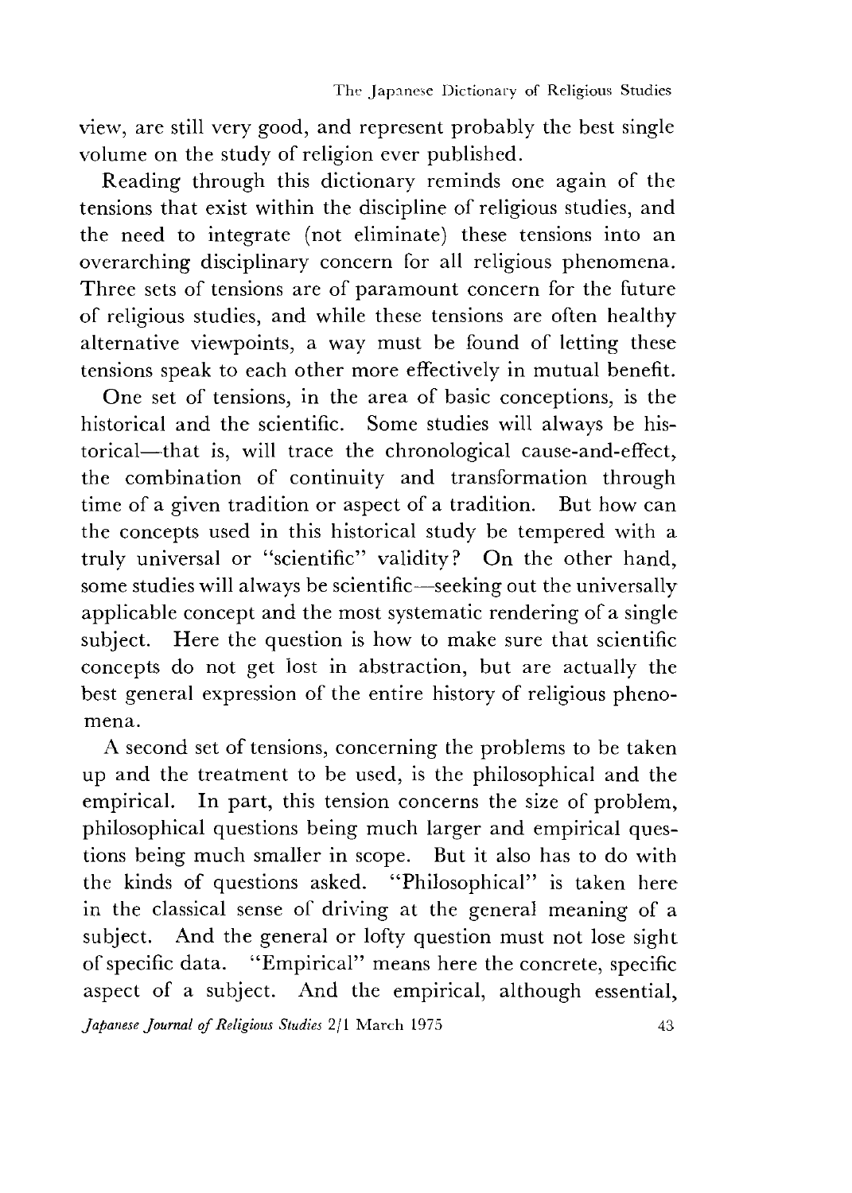view, are still very good, and represent probably the best single volume on the study of religion ever published.

Reading through this dictionary reminds one again of the tensions that exist within the discipline of religious studies, and the need to integrate (not eliminate) these tensions into an overarching disciplinary concern for all religious phenomena. Three sets of tensions are of paramount concern for the future of religious studies, and while these tensions are often healthy alternative viewpoints, a way must be found of letting these tensions speak to each other more effectively in mutual benefit.

One set of tensions, in the area of basic conceptions, is the historical and the scientific. Some studies will always be historical—that is, will trace the chronological cause-and-effect, the combination of continuity and transformation through time of a given tradition or aspect of a tradition. But how can the concepts used in this historical study be tempered with a truly universal or "scientific" validity? On the other hand, some studies will always be scientific—seeking out the universally applicable concept and the most systematic rendering of a single subject. Here the question is how to make sure that scientific concepts do not get lost in abstraction, but are actually the best general expression of the entire history of religious phenomena.

A second set of tensions, concerning the problems to be taken up and the treatment to be used, is the philosophical and the empirical. In part, this tension concerns the size of problem, philosophical questions being much larger and empirical questions being much smaller in scope. But it also has to do with the kinds of questions asked. "Philosophical" is taken here in the classical sense of driving at the general meaning of a subject. And the general or lofty question must not lose sight of specific data. "Empirical" means here the concrete, specific aspect of a subject. And the empirical, although essential,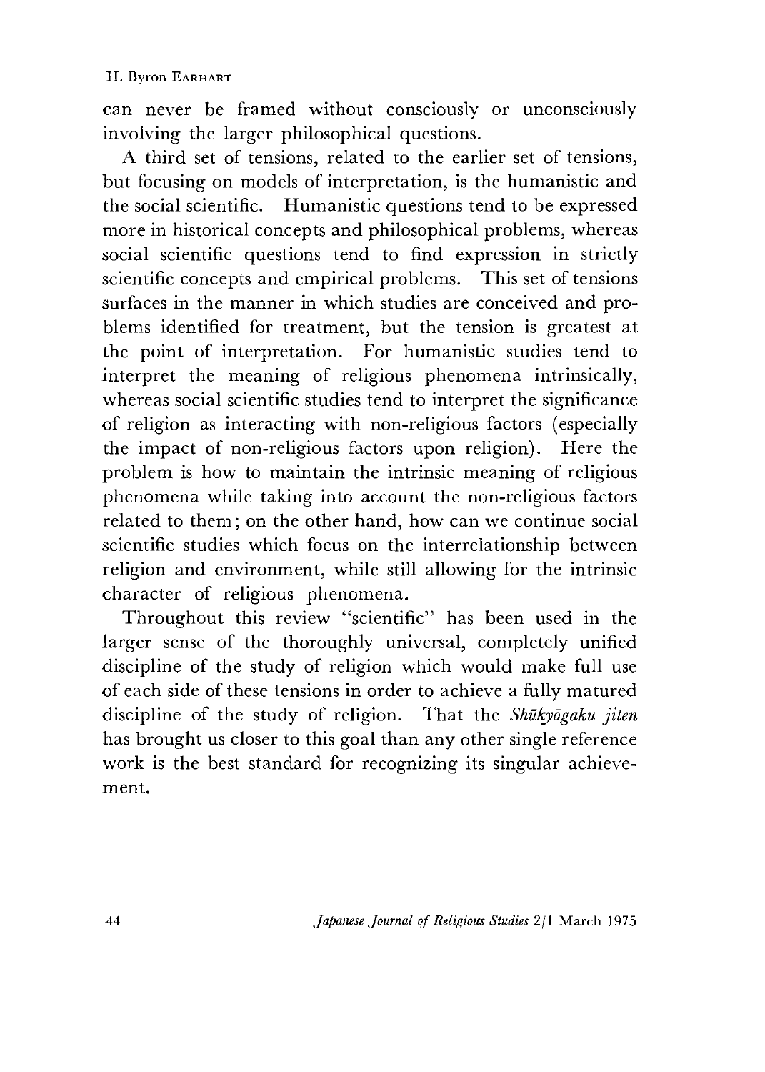can never be framed without consciously or unconsciously involving the larger philosophical questions.

A third set of tensions, related to the earlier set of tensions, but focusing on models of interpretation, is the humanistic and the social scientific. Humanistic questions tend to be expressed more in historical concepts and philosophical problems, whereas social scientific questions tend to find expression in strictly scientific concepts and empirical problems. This set of tensions surfaces in the manner in which studies are conceived and problems identified for treatment, but the tension is greatest at the point of interpretation. For humanistic studies tend to interpret the meaning of religious phenomena intrinsically, whereas social scientific studies tend to interpret the significance of religion as interacting with non-religious factors (especially the impact of non-religious factors upon religion). Here the problem is how to maintain the intrinsic meaning of religious phenomena while taking into account the non-religious factors related to them; on the other hand, how can we continue social scientific studies which focus on the interrelationship between religion and environment, while still allowing for the intrinsic character of religious phenomena.

Throughout this review "scientific" has been used in the larger sense of the thoroughly universal, completely unified discipline of the study of religion which would make full use of each side of these tensions in order to achieve a fully matured discipline of the study of religion. That the *Shūkyōgaku jiten* has brought us closer to this goal than any other single reference work is the best standard for recognizing its singular achievement.